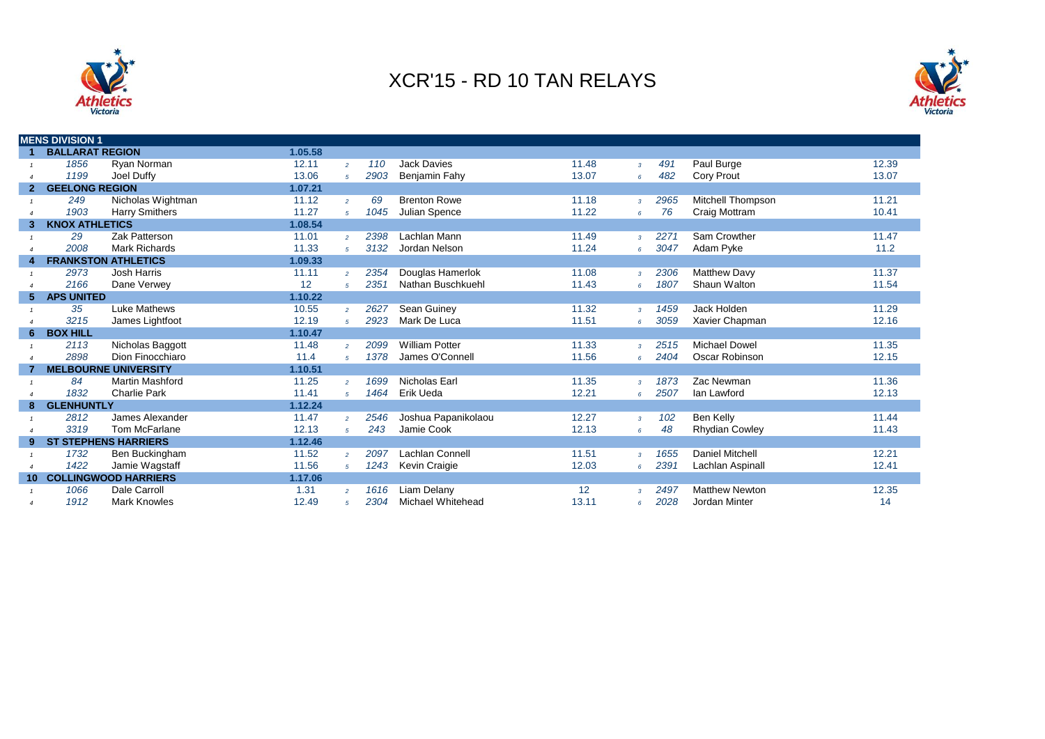# XCR'15 - RD 10 TAN RELAYS

| MENS DIVISION 1 | | | | | | | | | | | |
|---|---|---|---|---|---|---|---|---|---|---|---|
| **1** | **BALLARAT REGION** | | **1.05.58** | | | | | | | | |
| 1 | 1856 | Ryan Norman | 12.11 | 2 | 110 | Jack Davies | 11.48 | 3 | 491 | Paul Burge | 12.39 |
| 4 | 1199 | Joel Duffy | 13.06 | 5 | 2903 | Benjamin Fahy | 13.07 | 6 | 482 | Cory Prout | 13.07 |
| **2** | **GEELONG REGION** | | **1.07.21** | | | | | | | | |
| 1 | 249 | Nicholas Wightman | 11.12 | 2 | 69 | Brenton Rowe | 11.18 | 3 | 2965 | Mitchell Thompson | 11.21 |
| 4 | 1903 | Harry Smithers | 11.27 | 5 | 1045 | Julian Spence | 11.22 | 6 | 76 | Craig Mottram | 10.41 |
| **3** | **KNOX ATHLETICS** | | **1.08.54** | | | | | | | | |
| 1 | 29 | Zak Patterson | 11.01 | 2 | 2398 | Lachlan Mann | 11.49 | 3 | 2271 | Sam Crowther | 11.47 |
| 4 | 2008 | Mark Richards | 11.33 | 5 | 3132 | Jordan Nelson | 11.24 | 6 | 3047 | Adam Pyke | 11.2 |
| **4** | **FRANKSTON ATHLETICS** | | **1.09.33** | | | | | | | | |
| 1 | 2973 | Josh Harris | 11.11 | 2 | 2354 | Douglas Hamerlok | 11.08 | 3 | 2306 | Matthew Davy | 11.37 |
| 4 | 2166 | Dane Verwey | 12 | 5 | 2351 | Nathan Buschkuehl | 11.43 | 6 | 1807 | Shaun Walton | 11.54 |
| **5** | **APS UNITED** | | **1.10.22** | | | | | | | | |
| 1 | 35 | Luke Mathews | 10.55 | 2 | 2627 | Sean Guiney | 11.32 | 3 | 1459 | Jack Holden | 11.29 |
| 4 | 3215 | James Lightfoot | 12.19 | 5 | 2923 | Mark De Luca | 11.51 | 6 | 3059 | Xavier Chapman | 12.16 |
| **6** | **BOX HILL** | | **1.10.47** | | | | | | | | |
| 1 | 2113 | Nicholas Baggott | 11.48 | 2 | 2099 | William Potter | 11.33 | 3 | 2515 | Michael Dowel | 11.35 |
| 4 | 2898 | Dion Finocchiaro | 11.4 | 5 | 1378 | James O'Connell | 11.56 | 6 | 2404 | Oscar Robinson | 12.15 |
| **7** | **MELBOURNE UNIVERSITY** | | **1.10.51** | | | | | | | | |
| 1 | 84 | Martin Mashford | 11.25 | 2 | 1699 | Nicholas Earl | 11.35 | 3 | 1873 | Zac Newman | 11.36 |
| 4 | 1832 | Charlie Park | 11.41 | 5 | 1464 | Erik Ueda | 12.21 | 6 | 2507 | Ian Lawford | 12.13 |
| **8** | **GLENHUNTLY** | | **1.12.24** | | | | | | | | |
| 1 | 2812 | James Alexander | 11.47 | 2 | 2546 | Joshua Papanikolaou | 12.27 | 3 | 102 | Ben Kelly | 11.44 |
| 4 | 3319 | Tom McFarlane | 12.13 | 5 | 243 | Jamie Cook | 12.13 | 6 | 48 | Rhydian Cowley | 11.43 |
| **9** | **ST STEPHENS HARRIERS** | | **1.12.46** | | | | | | | | |
| 1 | 1732 | Ben Buckingham | 11.52 | 2 | 2097 | Lachlan Connell | 11.51 | 3 | 1655 | Daniel Mitchell | 12.21 |
| 4 | 1422 | Jamie Wagstaff | 11.56 | 5 | 1243 | Kevin Craigie | 12.03 | 6 | 2391 | Lachlan Aspinall | 12.41 |
| **10** | **COLLINGWOOD HARRIERS** | | **1.17.06** | | | | | | | | |
| 1 | 1066 | Dale Carroll | 1.31 | 2 | 1616 | Liam Delany | 12 | 3 | 2497 | Matthew Newton | 12.35 |
| 4 | 1912 | Mark Knowles | 12.49 | 5 | 2304 | Michael Whitehead | 13.11 | 6 | 2028 | Jordan Minter | 14 |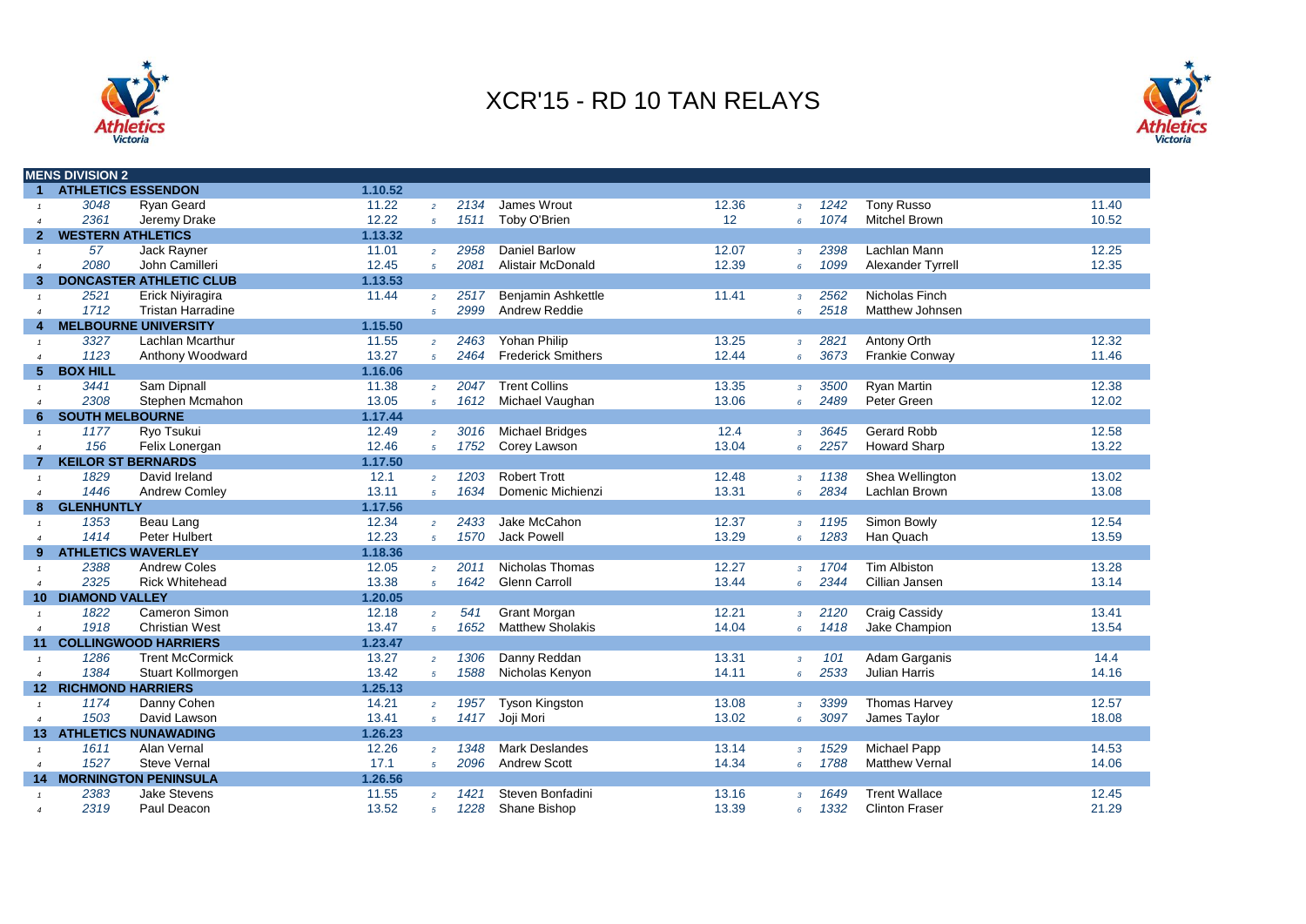# XCR'15 - RD 10 TAN RELAYS

## MENS DIVISION 2

| Leg | Bib | Name | Time | Leg | Bib | Name | Time | Leg | Bib | Name | Time |
|---|---|---|---|---|---|---|---|---|---|---|---|
| **1** | **ATHLETICS ESSENDON** | | **1.10.52** | | | | | | | | |
| 1 | 3048 | Ryan Geard | 11.22 | 2 | 2134 | James Wrout | 12.36 | 3 | 1242 | Tony Russo | 11.40 |
| 4 | 2361 | Jeremy Drake | 12.22 | 5 | 1511 | Toby O'Brien | 12 | 6 | 1074 | Mitchel Brown | 10.52 |
| **2** | **WESTERN ATHLETICS** | | **1.13.32** | | | | | | | | |
| 1 | 57 | Jack Rayner | 11.01 | 2 | 2958 | Daniel Barlow | 12.07 | 3 | 2398 | Lachlan Mann | 12.25 |
| 4 | 2080 | John Camilleri | 12.45 | 5 | 2081 | Alistair McDonald | 12.39 | 6 | 1099 | Alexander Tyrrell | 12.35 |
| **3** | **DONCASTER ATHLETIC CLUB** | | **1.13.53** | | | | | | | | |
| 1 | 2521 | Erick Niyiragira | 11.44 | 2 | 2517 | Benjamin Ashkettle | 11.41 | 3 | 2562 | Nicholas Finch | |
| 4 | 1712 | Tristan Harradine | | 5 | 2999 | Andrew Reddie | | 6 | 2518 | Matthew Johnsen | |
| **4** | **MELBOURNE UNIVERSITY** | | **1.15.50** | | | | | | | | |
| 1 | 3327 | Lachlan Mcarthur | 11.55 | 2 | 2463 | Yohan Philip | 13.25 | 3 | 2821 | Antony Orth | 12.32 |
| 4 | 1123 | Anthony Woodward | 13.27 | 5 | 2464 | Frederick Smithers | 12.44 | 6 | 3673 | Frankie Conway | 11.46 |
| **5** | **BOX HILL** | | **1.16.06** | | | | | | | | |
| 1 | 3441 | Sam Dipnall | 11.38 | 2 | 2047 | Trent Collins | 13.35 | 3 | 3500 | Ryan Martin | 12.38 |
| 4 | 2308 | Stephen Mcmahon | 13.05 | 5 | 1612 | Michael Vaughan | 13.06 | 6 | 2489 | Peter Green | 12.02 |
| **6** | **SOUTH MELBOURNE** | | **1.17.44** | | | | | | | | |
| 1 | 1177 | Ryo Tsukui | 12.49 | 2 | 3016 | Michael Bridges | 12.4 | 3 | 3645 | Gerard Robb | 12.58 |
| 4 | 156 | Felix Lonergan | 12.46 | 5 | 1752 | Corey Lawson | 13.04 | 6 | 2257 | Howard Sharp | 13.22 |
| **7** | **KEILOR ST BERNARDS** | | **1.17.50** | | | | | | | | |
| 1 | 1829 | David Ireland | 12.1 | 2 | 1203 | Robert Trott | 12.48 | 3 | 1138 | Shea Wellington | 13.02 |
| 4 | 1446 | Andrew Comley | 13.11 | 5 | 1634 | Domenic Michienzi | 13.31 | 6 | 2834 | Lachlan Brown | 13.08 |
| **8** | **GLENHUNTLY** | | **1.17.56** | | | | | | | | |
| 1 | 1353 | Beau Lang | 12.34 | 2 | 2433 | Jake McCahon | 12.37 | 3 | 1195 | Simon Bowly | 12.54 |
| 4 | 1414 | Peter Hulbert | 12.23 | 5 | 1570 | Jack Powell | 13.29 | 6 | 1283 | Han Quach | 13.59 |
| **9** | **ATHLETICS WAVERLEY** | | **1.18.36** | | | | | | | | |
| 1 | 2388 | Andrew Coles | 12.05 | 2 | 2011 | Nicholas Thomas | 12.27 | 3 | 1704 | Tim Albiston | 13.28 |
| 4 | 2325 | Rick Whitehead | 13.38 | 5 | 1642 | Glenn Carroll | 13.44 | 6 | 2344 | Cillian Jansen | 13.14 |
| **10** | **DIAMOND VALLEY** | | **1.20.05** | | | | | | | | |
| 1 | 1822 | Cameron Simon | 12.18 | 2 | 541 | Grant Morgan | 12.21 | 3 | 2120 | Craig Cassidy | 13.41 |
| 4 | 1918 | Christian West | 13.47 | 5 | 1652 | Matthew Sholakis | 14.04 | 6 | 1418 | Jake Champion | 13.54 |
| **11** | **COLLINGWOOD HARRIERS** | | **1.23.47** | | | | | | | | |
| 1 | 1286 | Trent McCormick | 13.27 | 2 | 1306 | Danny Reddan | 13.31 | 3 | 101 | Adam Garganis | 14.4 |
| 4 | 1384 | Stuart Kollmorgen | 13.42 | 5 | 1588 | Nicholas Kenyon | 14.11 | 6 | 2533 | Julian Harris | 14.16 |
| **12** | **RICHMOND HARRIERS** | | **1.25.13** | | | | | | | | |
| 1 | 1174 | Danny Cohen | 14.21 | 2 | 1957 | Tyson Kingston | 13.08 | 3 | 3399 | Thomas Harvey | 12.57 |
| 4 | 1503 | David Lawson | 13.41 | 5 | 1417 | Joji Mori | 13.02 | 6 | 3097 | James Taylor | 18.08 |
| **13** | **ATHLETICS NUNAWADING** | | **1.26.23** | | | | | | | | |
| 1 | 1611 | Alan Vernal | 12.26 | 2 | 1348 | Mark Deslandes | 13.14 | 3 | 1529 | Michael Papp | 14.53 |
| 4 | 1527 | Steve Vernal | 17.1 | 5 | 2096 | Andrew Scott | 14.34 | 6 | 1788 | Matthew Vernal | 14.06 |
| **14** | **MORNINGTON PENINSULA** | | **1.26.56** | | | | | | | | |
| 1 | 2383 | Jake Stevens | 11.55 | 2 | 1421 | Steven Bonfadini | 13.16 | 3 | 1649 | Trent Wallace | 12.45 |
| 4 | 2319 | Paul Deacon | 13.52 | 5 | 1228 | Shane Bishop | 13.39 | 6 | 1332 | Clinton Fraser | 21.29 |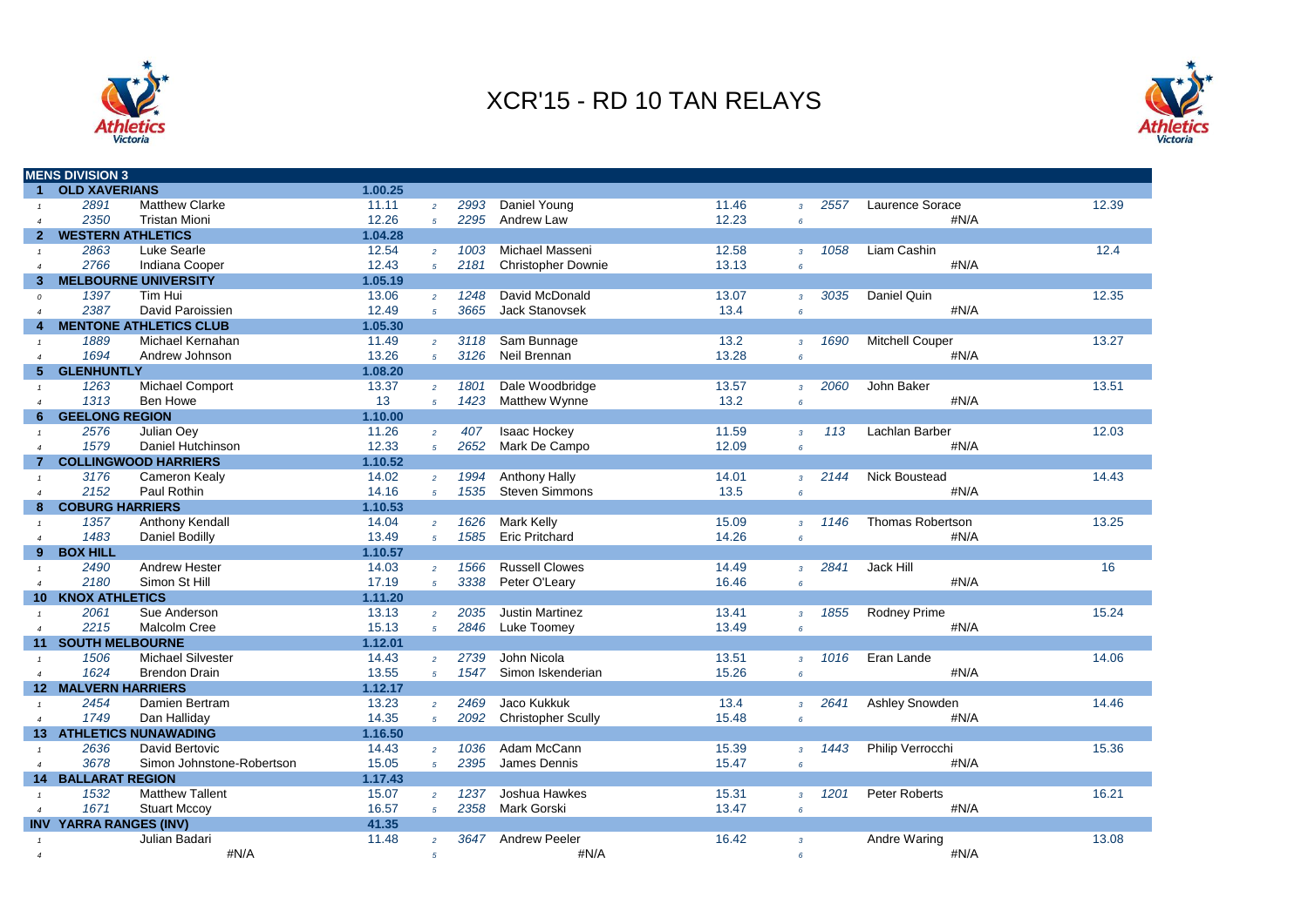# XCR'15 - RD 10 TAN RELAYS

## MENS DIVISION 3

| | | | | | | | | | | | |
|---|---|---|---|---|---|---|---|---|---|---|---|
| **1** | **OLD XAVERIANS** | | **1.00.25** | | | | | | | | |
| 1 | 2891 | Matthew Clarke | 11.11 | 2 | 2993 | Daniel Young | 11.46 | 3 | 2557 | Laurence Sorace | 12.39 |
| 4 | 2350 | Tristan Mioni | 12.26 | 5 | 2295 | Andrew Law | 12.23 | 6 | | #N/A | |
| **2** | **WESTERN ATHLETICS** | | **1.04.28** | | | | | | | | |
| 1 | 2863 | Luke Searle | 12.54 | 2 | 1003 | Michael Masseni | 12.58 | 3 | 1058 | Liam Cashin | 12.4 |
| 4 | 2766 | Indiana Cooper | 12.43 | 5 | 2181 | Christopher Downie | 13.13 | 6 | | #N/A | |
| **3** | **MELBOURNE UNIVERSITY** | | **1.05.19** | | | | | | | | |
| 0 | 1397 | Tim Hui | 13.06 | 2 | 1248 | David McDonald | 13.07 | 3 | 3035 | Daniel Quin | 12.35 |
| 4 | 2387 | David Paroissien | 12.49 | 5 | 3665 | Jack Stanovsek | 13.4 | 6 | | #N/A | |
| **4** | **MENTONE ATHLETICS CLUB** | | **1.05.30** | | | | | | | | |
| 1 | 1889 | Michael Kernahan | 11.49 | 2 | 3118 | Sam Bunnage | 13.2 | 3 | 1690 | Mitchell Couper | 13.27 |
| 4 | 1694 | Andrew Johnson | 13.26 | 5 | 3126 | Neil Brennan | 13.28 | 6 | | #N/A | |
| **5** | **GLENHUNTLY** | | **1.08.20** | | | | | | | | |
| 1 | 1263 | Michael Comport | 13.37 | 2 | 1801 | Dale Woodbridge | 13.57 | 3 | 2060 | John Baker | 13.51 |
| 4 | 1313 | Ben Howe | 13 | 5 | 1423 | Matthew Wynne | 13.2 | 6 | | #N/A | |
| **6** | **GEELONG REGION** | | **1.10.00** | | | | | | | | |
| 1 | 2576 | Julian Oey | 11.26 | 2 | 407 | Isaac Hockey | 11.59 | 3 | 113 | Lachlan Barber | 12.03 |
| 4 | 1579 | Daniel Hutchinson | 12.33 | 5 | 2652 | Mark De Campo | 12.09 | 6 | | #N/A | |
| **7** | **COLLINGWOOD HARRIERS** | | **1.10.52** | | | | | | | | |
| 1 | 3176 | Cameron Kealy | 14.02 | 2 | 1994 | Anthony Hally | 14.01 | 3 | 2144 | Nick Boustead | 14.43 |
| 4 | 2152 | Paul Rothin | 14.16 | 5 | 1535 | Steven Simmons | 13.5 | 6 | | #N/A | |
| **8** | **COBURG HARRIERS** | | **1.10.53** | | | | | | | | |
| 1 | 1357 | Anthony Kendall | 14.04 | 2 | 1626 | Mark Kelly | 15.09 | 3 | 1146 | Thomas Robertson | 13.25 |
| 4 | 1483 | Daniel Bodilly | 13.49 | 5 | 1585 | Eric Pritchard | 14.26 | 6 | | #N/A | |
| **9** | **BOX HILL** | | **1.10.57** | | | | | | | | |
| 1 | 2490 | Andrew Hester | 14.03 | 2 | 1566 | Russell Clowes | 14.49 | 3 | 2841 | Jack Hill | 16 |
| 4 | 2180 | Simon St Hill | 17.19 | 5 | 3338 | Peter O'Leary | 16.46 | 6 | | #N/A | |
| **10** | **KNOX ATHLETICS** | | **1.11.20** | | | | | | | | |
| 1 | 2061 | Sue Anderson | 13.13 | 2 | 2035 | Justin Martinez | 13.41 | 3 | 1855 | Rodney Prime | 15.24 |
| 4 | 2215 | Malcolm Cree | 15.13 | 5 | 2846 | Luke Toomey | 13.49 | 6 | | #N/A | |
| **11** | **SOUTH MELBOURNE** | | **1.12.01** | | | | | | | | |
| 1 | 1506 | Michael Silvester | 14.43 | 2 | 2739 | John Nicola | 13.51 | 3 | 1016 | Eran Lande | 14.06 |
| 4 | 1624 | Brendon Drain | 13.55 | 5 | 1547 | Simon Iskenderian | 15.26 | 6 | | #N/A | |
| **12** | **MALVERN HARRIERS** | | **1.12.17** | | | | | | | | |
| 1 | 2454 | Damien Bertram | 13.23 | 2 | 2469 | Jaco Kukkuk | 13.4 | 3 | 2641 | Ashley Snowden | 14.46 |
| 4 | 1749 | Dan Halliday | 14.35 | 5 | 2092 | Christopher Scully | 15.48 | 6 | | #N/A | |
| **13** | **ATHLETICS NUNAWADING** | | **1.16.50** | | | | | | | | |
| 1 | 2636 | David Bertovic | 14.43 | 2 | 1036 | Adam McCann | 15.39 | 3 | 1443 | Philip Verrocchi | 15.36 |
| 4 | 3678 | Simon Johnstone-Robertson | 15.05 | 5 | 2395 | James Dennis | 15.47 | 6 | | #N/A | |
| **14** | **BALLARAT REGION** | | **1.17.43** | | | | | | | | |
| 1 | 1532 | Matthew Tallent | 15.07 | 2 | 1237 | Joshua Hawkes | 15.31 | 3 | 1201 | Peter Roberts | 16.21 |
| 4 | 1671 | Stuart Mccoy | 16.57 | 5 | 2358 | Mark Gorski | 13.47 | 6 | | #N/A | |
| **INV** | **YARRA RANGES (INV)** | | **41.35** | | | | | | | | |
| 1 | | Julian Badari | 11.48 | 2 | 3647 | Andrew Peeler | 16.42 | 3 | | Andre Waring | 13.08 |
| 4 | | #N/A | | 5 | | #N/A | | 6 | | #N/A | |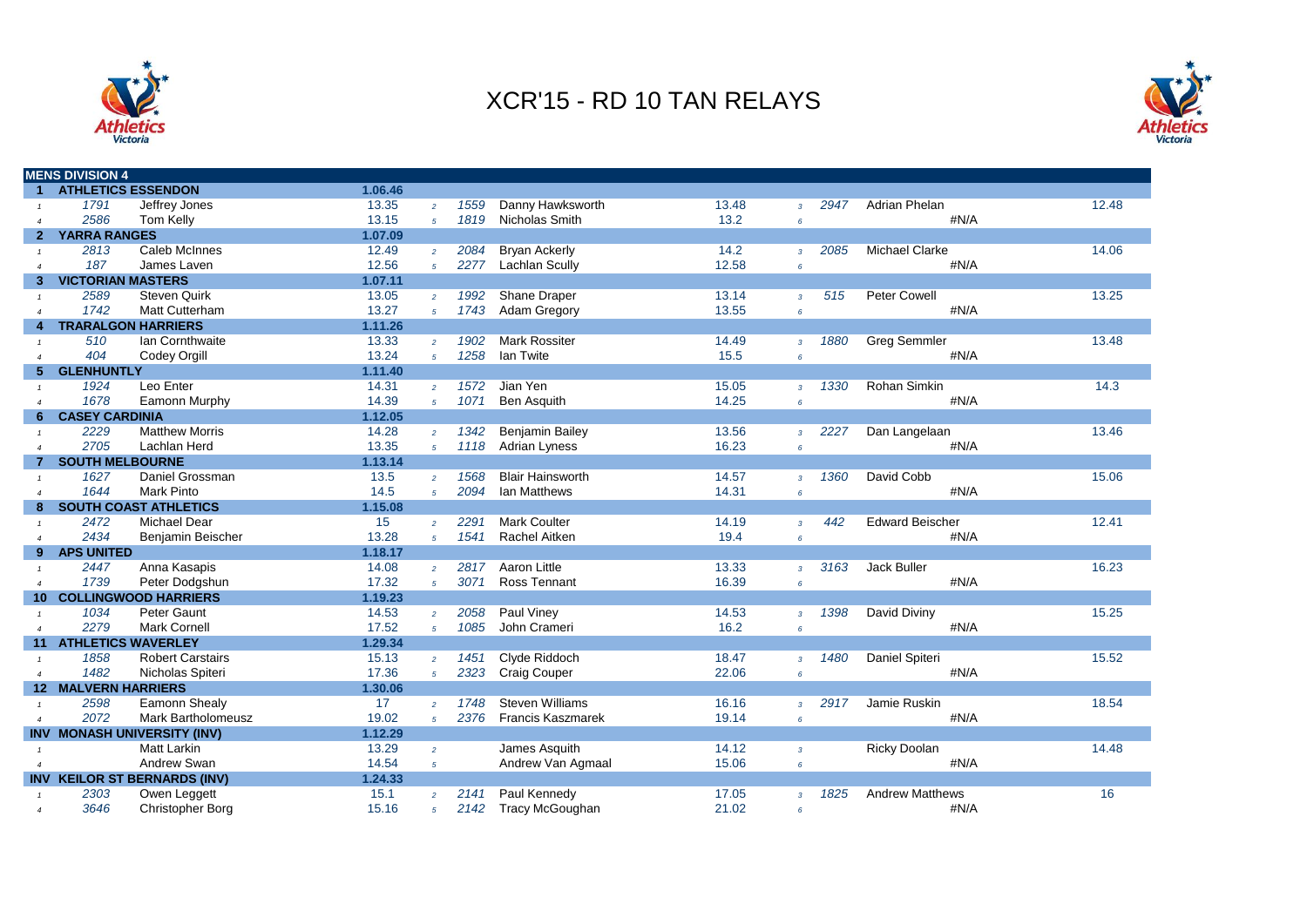# XCR'15 - RD 10 TAN RELAYS

| MENS DIVISION 4 | | | | | | | | | | | | |
|---|---|---|---|---|---|---|---|---|---|---|---|---|
| **1** | **ATHLETICS ESSENDON** | | **1.06.46** | | | | | | | | | |
| 1 | 1791 | Jeffrey Jones | 13.35 | 2 | 1559 | Danny Hawksworth | 13.48 | 3 | 2947 | Adrian Phelan | 12.48 |
| 4 | 2586 | Tom Kelly | 13.15 | 5 | 1819 | Nicholas Smith | 13.2 | 6 | | #N/A | |
| **2** | **YARRA RANGES** | | **1.07.09** | | | | | | | | |
| 1 | 2813 | Caleb McInnes | 12.49 | 2 | 2084 | Bryan Ackerly | 14.2 | 3 | 2085 | Michael Clarke | 14.06 |
| 4 | 187 | James Laven | 12.56 | 5 | 2277 | Lachlan Scully | 12.58 | 6 | | #N/A | |
| **3** | **VICTORIAN MASTERS** | | **1.07.11** | | | | | | | | |
| 1 | 2589 | Steven Quirk | 13.05 | 2 | 1992 | Shane Draper | 13.14 | 3 | 515 | Peter Cowell | 13.25 |
| 4 | 1742 | Matt Cutterham | 13.27 | 5 | 1743 | Adam Gregory | 13.55 | 6 | | #N/A | |
| **4** | **TRARALGON HARRIERS** | | **1.11.26** | | | | | | | | |
| 1 | 510 | Ian Cornthwaite | 13.33 | 2 | 1902 | Mark Rossiter | 14.49 | 3 | 1880 | Greg Semmler | 13.48 |
| 4 | 404 | Codey Orgill | 13.24 | 5 | 1258 | Ian Twite | 15.5 | 6 | | #N/A | |
| **5** | **GLENHUNTLY** | | **1.11.40** | | | | | | | | |
| 1 | 1924 | Leo Enter | 14.31 | 2 | 1572 | Jian Yen | 15.05 | 3 | 1330 | Rohan Simkin | 14.3 |
| 4 | 1678 | Eamonn Murphy | 14.39 | 5 | 1071 | Ben Asquith | 14.25 | 6 | | #N/A | |
| **6** | **CASEY CARDINIA** | | **1.12.05** | | | | | | | | |
| 1 | 2229 | Matthew Morris | 14.28 | 2 | 1342 | Benjamin Bailey | 13.56 | 3 | 2227 | Dan Langelaan | 13.46 |
| 4 | 2705 | Lachlan Herd | 13.35 | 5 | 1118 | Adrian Lyness | 16.23 | 6 | | #N/A | |
| **7** | **SOUTH MELBOURNE** | | **1.13.14** | | | | | | | | |
| 1 | 1627 | Daniel Grossman | 13.5 | 2 | 1568 | Blair Hainsworth | 14.57 | 3 | 1360 | David Cobb | 15.06 |
| 4 | 1644 | Mark Pinto | 14.5 | 5 | 2094 | Ian Matthews | 14.31 | 6 | | #N/A | |
| **8** | **SOUTH COAST ATHLETICS** | | **1.15.08** | | | | | | | | |
| 1 | 2472 | Michael Dear | 15 | 2 | 2291 | Mark Coulter | 14.19 | 3 | 442 | Edward Beischer | 12.41 |
| 4 | 2434 | Benjamin Beischer | 13.28 | 5 | 1541 | Rachel Aitken | 19.4 | 6 | | #N/A | |
| **9** | **APS UNITED** | | **1.18.17** | | | | | | | | |
| 1 | 2447 | Anna Kasapis | 14.08 | 2 | 2817 | Aaron Little | 13.33 | 3 | 3163 | Jack Buller | 16.23 |
| 4 | 1739 | Peter Dodgshun | 17.32 | 5 | 3071 | Ross Tennant | 16.39 | 6 | | #N/A | |
| **10** | **COLLINGWOOD HARRIERS** | | **1.19.23** | | | | | | | | |
| 1 | 1034 | Peter Gaunt | 14.53 | 2 | 2058 | Paul Viney | 14.53 | 3 | 1398 | David Diviny | 15.25 |
| 4 | 2279 | Mark Cornell | 17.52 | 5 | 1085 | John Crameri | 16.2 | 6 | | #N/A | |
| **11** | **ATHLETICS WAVERLEY** | | **1.29.34** | | | | | | | | |
| 1 | 1858 | Robert Carstairs | 15.13 | 2 | 1451 | Clyde Riddoch | 18.47 | 3 | 1480 | Daniel Spiteri | 15.52 |
| 4 | 1482 | Nicholas Spiteri | 17.36 | 5 | 2323 | Craig Couper | 22.06 | 6 | | #N/A | |
| **12** | **MALVERN HARRIERS** | | **1.30.06** | | | | | | | | |
| 1 | 2598 | Eamonn Shealy | 17 | 2 | 1748 | Steven Williams | 16.16 | 3 | 2917 | Jamie Ruskin | 18.54 |
| 4 | 2072 | Mark Bartholomeusz | 19.02 | 5 | 2376 | Francis Kaszmarek | 19.14 | 6 | | #N/A | |
| **INV** | **MONASH UNIVERSITY (INV)** | | **1.12.29** | | | | | | | | |
| 1 | | Matt Larkin | 13.29 | 2 | | James Asquith | 14.12 | 3 | | Ricky Doolan | 14.48 |
| 4 | | Andrew Swan | 14.54 | 5 | | Andrew Van Agmaal | 15.06 | 6 | | #N/A | |
| **INV** | **KEILOR ST BERNARDS (INV)** | | **1.24.33** | | | | | | | | |
| 1 | 2303 | Owen Leggett | 15.1 | 2 | 2141 | Paul Kennedy | 17.05 | 3 | 1825 | Andrew Matthews | 16 |
| 4 | 3646 | Christopher Borg | 15.16 | 5 | 2142 | Tracy McGoughan | 21.02 | 6 | | #N/A | |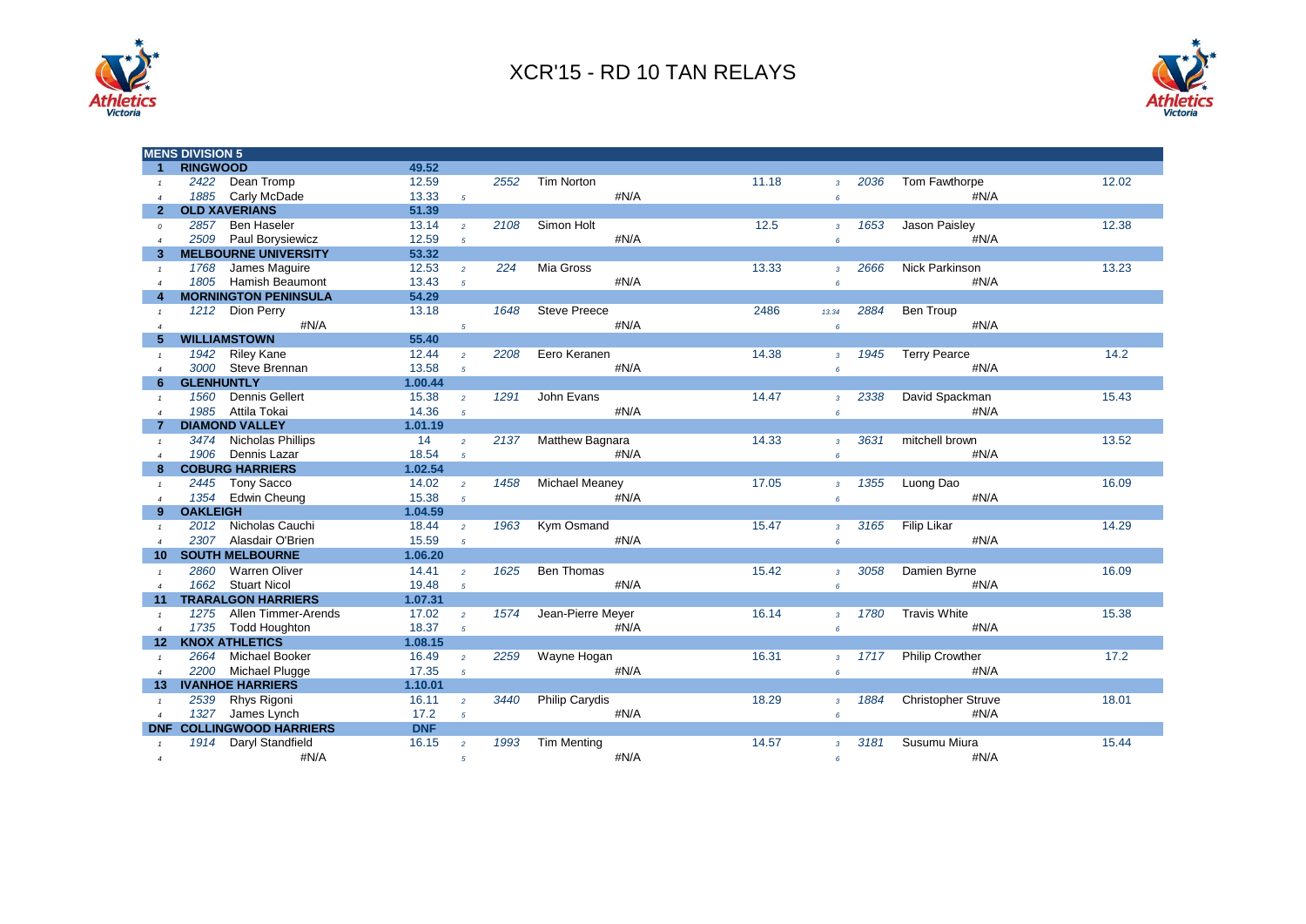# XCR'15 - RD 10 TAN RELAYS

| MENS DIVISION 5 | | | | | | | | | | | |
|---|---|---|---|---|---|---|---|---|---|---|---|
| **1** | **RINGWOOD** | | **49.52** | | | | | | | | |
| 1 | 2422 | Dean Tromp | 12.59 | | 2552 | Tim Norton | 11.18 | 3 | 2036 | Tom Fawthorpe | 12.02 |
| 4 | 1885 | Carly McDade | 13.33 | 5 | | #N/A | | 6 | | #N/A | |
| **2** | **OLD XAVERIANS** | | **51.39** | | | | | | | | |
| 0 | 2857 | Ben Haseler | 13.14 | 2 | 2108 | Simon Holt | 12.5 | 3 | 1653 | Jason Paisley | 12.38 |
| 4 | 2509 | Paul Borysiewicz | 12.59 | 5 | | #N/A | | 6 | | #N/A | |
| **3** | **MELBOURNE UNIVERSITY** | | **53.32** | | | | | | | | |
| 1 | 1768 | James Maguire | 12.53 | 2 | 224 | Mia Gross | 13.33 | 3 | 2666 | Nick Parkinson | 13.23 |
| 4 | 1805 | Hamish Beaumont | 13.43 | 5 | | #N/A | | 6 | | #N/A | |
| **4** | **MORNINGTON PENINSULA** | | **54.29** | | | | | | | | |
| 1 | 1212 | Dion Perry | 13.18 | | 1648 | Steve Preece | 2486 | 13.34 | 2884 | Ben Troup | |
| 4 | | #N/A | | 5 | | #N/A | | 6 | | #N/A | |
| **5** | **WILLIAMSTOWN** | | **55.40** | | | | | | | | |
| 1 | 1942 | Riley Kane | 12.44 | 2 | 2208 | Eero Keranen | 14.38 | 3 | 1945 | Terry Pearce | 14.2 |
| 4 | 3000 | Steve Brennan | 13.58 | 5 | | #N/A | | 6 | | #N/A | |
| **6** | **GLENHUNTLY** | | **1.00.44** | | | | | | | | |
| 1 | 1560 | Dennis Gellert | 15.38 | 2 | 1291 | John Evans | 14.47 | 3 | 2338 | David Spackman | 15.43 |
| 4 | 1985 | Attila Tokai | 14.36 | 5 | | #N/A | | 6 | | #N/A | |
| **7** | **DIAMOND VALLEY** | | **1.01.19** | | | | | | | | |
| 1 | 3474 | Nicholas Phillips | 14 | 2 | 2137 | Matthew Bagnara | 14.33 | 3 | 3631 | mitchell brown | 13.52 |
| 4 | 1906 | Dennis Lazar | 18.54 | 5 | | #N/A | | 6 | | #N/A | |
| **8** | **COBURG HARRIERS** | | **1.02.54** | | | | | | | | |
| 1 | 2445 | Tony Sacco | 14.02 | 2 | 1458 | Michael Meaney | 17.05 | 3 | 1355 | Luong Dao | 16.09 |
| 4 | 1354 | Edwin Cheung | 15.38 | 5 | | #N/A | | 6 | | #N/A | |
| **9** | **OAKLEIGH** | | **1.04.59** | | | | | | | | |
| 1 | 2012 | Nicholas Cauchi | 18.44 | 2 | 1963 | Kym Osmand | 15.47 | 3 | 3165 | Filip Likar | 14.29 |
| 4 | 2307 | Alasdair O'Brien | 15.59 | 5 | | #N/A | | 6 | | #N/A | |
| **10** | **SOUTH MELBOURNE** | | **1.06.20** | | | | | | | | |
| 1 | 2860 | Warren Oliver | 14.41 | 2 | 1625 | Ben Thomas | 15.42 | 3 | 3058 | Damien Byrne | 16.09 |
| 4 | 1662 | Stuart Nicol | 19.48 | 5 | | #N/A | | 6 | | #N/A | |
| **11** | **TRARALGON HARRIERS** | | **1.07.31** | | | | | | | | |
| 1 | 1275 | Allen Timmer-Arends | 17.02 | 2 | 1574 | Jean-Pierre Meyer | 16.14 | 3 | 1780 | Travis White | 15.38 |
| 4 | 1735 | Todd Houghton | 18.37 | 5 | | #N/A | | 6 | | #N/A | |
| **12** | **KNOX ATHLETICS** | | **1.08.15** | | | | | | | | |
| 1 | 2664 | Michael Booker | 16.49 | 2 | 2259 | Wayne Hogan | 16.31 | 3 | 1717 | Philip Crowther | 17.2 |
| 4 | 2200 | Michael Plugge | 17.35 | 5 | | #N/A | | 6 | | #N/A | |
| **13** | **IVANHOE HARRIERS** | | **1.10.01** | | | | | | | | |
| 1 | 2539 | Rhys Rigoni | 16.11 | 2 | 3440 | Philip Carydis | 18.29 | 3 | 1884 | Christopher Struve | 18.01 |
| 4 | 1327 | James Lynch | 17.2 | 5 | | #N/A | | 6 | | #N/A | |
| **DNF** | **COLLINGWOOD HARRIERS** | | **DNF** | | | | | | | | |
| 1 | 1914 | Daryl Standfield | 16.15 | 2 | 1993 | Tim Menting | 14.57 | 3 | 3181 | Susumu Miura | 15.44 |
| 4 | | #N/A | | 5 | | #N/A | | 6 | | #N/A | |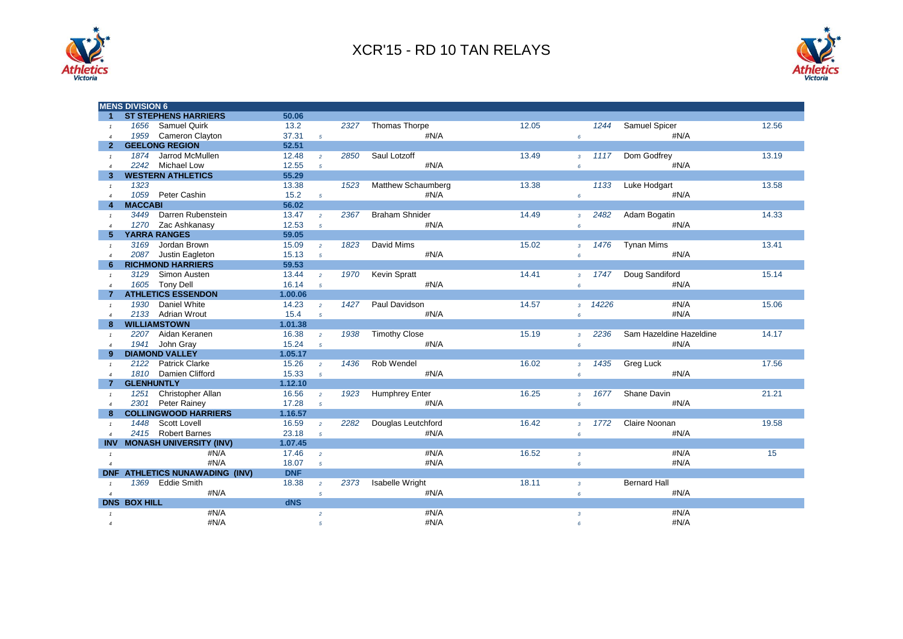# XCR'15 - RD 10 TAN RELAYS

| MENS DIVISION 6 | | | | | | | | | | | |
|---|---|---|---|---|---|---|---|---|---|---|---|
| **1** | **ST STEPHENS HARRIERS** | | **50.06** | | | | | | | | |
| 1 | 1656 | Samuel Quirk | 13.2 | | 2327 | Thomas Thorpe | 12.05 | | 1244 | Samuel Spicer | 12.56 |
| 4 | 1959 | Cameron Clayton | 37.31 | 5 | | #N/A | | 6 | | #N/A | |
| **2** | **GEELONG REGION** | | **52.51** | | | | | | | | |
| 1 | 1874 | Jarrod McMullen | 12.48 | 2 | 2850 | Saul Lotzoff | 13.49 | 3 | 1117 | Dom Godfrey | 13.19 |
| 4 | 2242 | Michael Low | 12.55 | 5 | | #N/A | | 6 | | #N/A | |
| **3** | **WESTERN ATHLETICS** | | **55.29** | | | | | | | | |
| 1 | 1323 | | 13.38 | | 1523 | Matthew Schaumberg | 13.38 | | 1133 | Luke Hodgart | 13.58 |
| 4 | 1059 | Peter Cashin | 15.2 | 5 | | #N/A | | 6 | | #N/A | |
| **4** | **MACCABI** | | **56.02** | | | | | | | | |
| 1 | 3449 | Darren Rubenstein | 13.47 | 2 | 2367 | Braham Shnider | 14.49 | 3 | 2482 | Adam Bogatin | 14.33 |
| 4 | 1270 | Zac Ashkanasy | 12.53 | 5 | | #N/A | | 6 | | #N/A | |
| **5** | **YARRA RANGES** | | **59.05** | | | | | | | | |
| 1 | 3169 | Jordan Brown | 15.09 | 2 | 1823 | David Mims | 15.02 | 3 | 1476 | Tynan Mims | 13.41 |
| 4 | 2087 | Justin Eagleton | 15.13 | 5 | | #N/A | | 6 | | #N/A | |
| **6** | **RICHMOND HARRIERS** | | **59.53** | | | | | | | | |
| 1 | 3129 | Simon Austen | 13.44 | 2 | 1970 | Kevin Spratt | 14.41 | 3 | 1747 | Doug Sandiford | 15.14 |
| 4 | 1605 | Tony Dell | 16.14 | 5 | | #N/A | | 6 | | #N/A | |
| **7** | **ATHLETICS ESSENDON** | | **1.00.06** | | | | | | | | |
| 1 | 1930 | Daniel White | 14.23 | 2 | 1427 | Paul Davidson | 14.57 | 3 | 14226 | #N/A | 15.06 |
| 4 | 2133 | Adrian Wrout | 15.4 | 5 | | #N/A | | 6 | | #N/A | |
| **8** | **WILLIAMSTOWN** | | **1.01.38** | | | | | | | | |
| 1 | 2207 | Aidan Keranen | 16.38 | 2 | 1938 | Timothy Close | 15.19 | 3 | 2236 | Sam Hazeldine Hazeldine | 14.17 |
| 4 | 1941 | John Gray | 15.24 | 5 | | #N/A | | 6 | | #N/A | |
| **9** | **DIAMOND VALLEY** | | **1.05.17** | | | | | | | | |
| 1 | 2122 | Patrick Clarke | 15.26 | 2 | 1436 | Rob Wendel | 16.02 | 3 | 1435 | Greg Luck | 17.56 |
| 4 | 1810 | Damien Clifford | 15.33 | 5 | | #N/A | | 6 | | #N/A | |
| **7** | **GLENHUNTLY** | | **1.12.10** | | | | | | | | |
| 1 | 1251 | Christopher Allan | 16.56 | 2 | 1923 | Humphrey Enter | 16.25 | 3 | 1677 | Shane Davin | 21.21 |
| 4 | 2301 | Peter Rainey | 17.28 | 5 | | #N/A | | 6 | | #N/A | |
| **8** | **COLLINGWOOD HARRIERS** | | **1.16.57** | | | | | | | | |
| 1 | 1448 | Scott Lovell | 16.59 | 2 | 2282 | Douglas Leutchford | 16.42 | 3 | 1772 | Claire Noonan | 19.58 |
| 4 | 2415 | Robert Barnes | 23.18 | 5 | | #N/A | | 6 | | #N/A | |
| **INV** | **MONASH UNIVERSITY (INV)** | | **1.07.45** | | | | | | | | |
| 1 | | #N/A | 17.46 | 2 | | #N/A | 16.52 | 3 | | #N/A | 15 |
| 4 | | #N/A | 18.07 | 5 | | #N/A | | 6 | | #N/A | |
| **DNF** | **ATHLETICS NUNAWADING (INV)** | | **DNF** | | | | | | | | |
| 1 | 1369 | Eddie Smith | 18.38 | 2 | 2373 | Isabelle Wright | 18.11 | 3 | | Bernard Hall | |
| 4 | | #N/A | | 5 | | #N/A | | 6 | | #N/A | |
| **DNS** | **BOX HILL** | | **dNS** | | | | | | | | |
| 1 | | #N/A | | 2 | | #N/A | | 3 | | #N/A | |
| 4 | | #N/A | | 5 | | #N/A | | 6 | | #N/A | |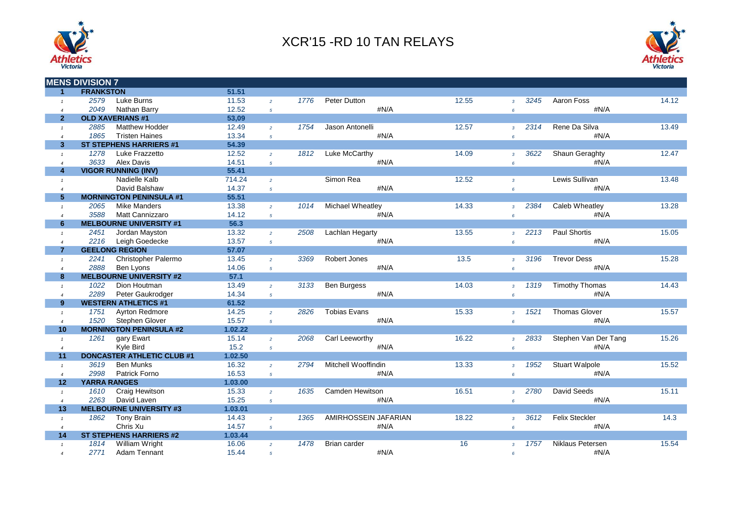# XCR'15 -RD 10 TAN RELAYS

## MENS DIVISION 7

| Leg | Bib | Name | Time | Leg | Bib | Name | Time | Leg | Bib | Name | Time |
|---|---|---|---|---|---|---|---|---|---|---|---|
| **1** | **FRANKSTON** | | **51.51** | | | | | | | | |
| 1 | 2579 | Luke Burns | 11.53 | 2 | 1776 | Peter Dutton | 12.55 | 3 | 3245 | Aaron Foss | 14.12 |
| 4 | 2049 | Nathan Barry | 12.52 | 5 | | #N/A | | 6 | | #N/A | |
| **2** | **OLD XAVERIANS #1** | | **53,09** | | | | | | | | |
| 1 | 2885 | Matthew Hodder | 12.49 | 2 | 1754 | Jason Antonelli | 12.57 | 3 | 2314 | Rene Da Silva | 13.49 |
| 4 | 1865 | Tristen Haines | 13.34 | 5 | | #N/A | | 6 | | #N/A | |
| **3** | **ST STEPHENS HARRIERS #1** | | **54.39** | | | | | | | | |
| 1 | 1278 | Luke Frazzetto | 12.52 | 2 | 1812 | Luke McCarthy | 14.09 | 3 | 3622 | Shaun Geraghty | 12.47 |
| 4 | 3633 | Alex Davis | 14.51 | 5 | | #N/A | | 6 | | #N/A | |
| **4** | **VIGOR RUNNING (INV)** | | **55.41** | | | | | | | | |
| 1 | | Nadielle Kalb | 714.24 | 2 | | Simon Rea | 12.52 | 3 | | Lewis Sullivan | 13.48 |
| 4 | | David Balshaw | 14.37 | 5 | | #N/A | | 6 | | #N/A | |
| **5** | **MORNINGTON PENINSULA #1** | | **55.51** | | | | | | | | |
| 1 | 2065 | Mike Manders | 13.38 | 2 | 1014 | Michael Wheatley | 14.33 | 3 | 2384 | Caleb Wheatley | 13.28 |
| 4 | 3588 | Matt Cannizzaro | 14.12 | 5 | | #N/A | | 6 | | #N/A | |
| **6** | **MELBOURNE UNIVERSITY #1** | | **56.3** | | | | | | | | |
| 1 | 2451 | Jordan Mayston | 13.32 | 2 | 2508 | Lachlan Hegarty | 13.55 | 3 | 2213 | Paul Shortis | 15.05 |
| 4 | 2216 | Leigh Goedecke | 13.57 | 5 | | #N/A | | 6 | | #N/A | |
| **7** | **GEELONG REGION** | | **57.07** | | | | | | | | |
| 1 | 2241 | Christopher Palermo | 13.45 | 2 | 3369 | Robert Jones | 13.5 | 3 | 3196 | Trevor Dess | 15.28 |
| 4 | 2888 | Ben Lyons | 14.06 | 5 | | #N/A | | 6 | | #N/A | |
| **8** | **MELBOURNE UNIVERSITY #2** | | **57.1** | | | | | | | | |
| 1 | 1022 | Dion Houtman | 13.49 | 2 | 3133 | Ben Burgess | 14.03 | 3 | 1319 | Timothy Thomas | 14.43 |
| 4 | 2289 | Peter Gaukrodger | 14.34 | 5 | | #N/A | | 6 | | #N/A | |
| **9** | **WESTERN ATHLETICS #1** | | **61.52** | | | | | | | | |
| 1 | 1751 | Ayrton Redmore | 14.25 | 2 | 2826 | Tobias Evans | 15.33 | 3 | 1521 | Thomas Glover | 15.57 |
| 4 | 1520 | Stephen Glover | 15.57 | 5 | | #N/A | | 6 | | #N/A | |
| **10** | **MORNINGTON PENINSULA #2** | | **1.02.22** | | | | | | | | |
| 1 | 1261 | gary Ewart | 15.14 | 2 | 2068 | Carl Leeworthy | 16.22 | 3 | 2833 | Stephen Van Der Tang | 15.26 |
| 4 | | Kyle Bird | 15.2 | 5 | | #N/A | | 6 | | #N/A | |
| **11** | **DONCASTER ATHLETIC CLUB #1** | | **1.02.50** | | | | | | | | |
| 1 | 3619 | Ben Munks | 16.32 | 2 | 2794 | Mitchell Wooffindin | 13.33 | 3 | 1952 | Stuart Walpole | 15.52 |
| 4 | 2998 | Patrick Forno | 16.53 | 5 | | #N/A | | 6 | | #N/A | |
| **12** | **YARRA RANGES** | | **1.03.00** | | | | | | | | |
| 1 | 1610 | Craig Hewitson | 15.33 | 2 | 1635 | Camden Hewitson | 16.51 | 3 | 2780 | David Seeds | 15.11 |
| 4 | 2263 | David Laven | 15.25 | 5 | | #N/A | | 6 | | #N/A | |
| **13** | **MELBOURNE UNIVERSITY #3** | | **1.03.01** | | | | | | | | |
| 1 | 1862 | Tony Brain | 14.43 | 2 | 1365 | AMIRHOSSEIN JAFARIAN | 18.22 | 3 | 3612 | Felix Steckler | 14.3 |
| 4 | | Chris Xu | 14.57 | 5 | | #N/A | | 6 | | #N/A | |
| **14** | **ST STEPHENS HARRIERS #2** | | **1.03.44** | | | | | | | | |
| 1 | 1814 | William Wright | 16.06 | 2 | 1478 | Brian carder | 16 | 3 | 1757 | Niklaus Petersen | 15.54 |
| 4 | 2771 | Adam Tennant | 15.44 | 5 | | #N/A | | 6 | | #N/A | |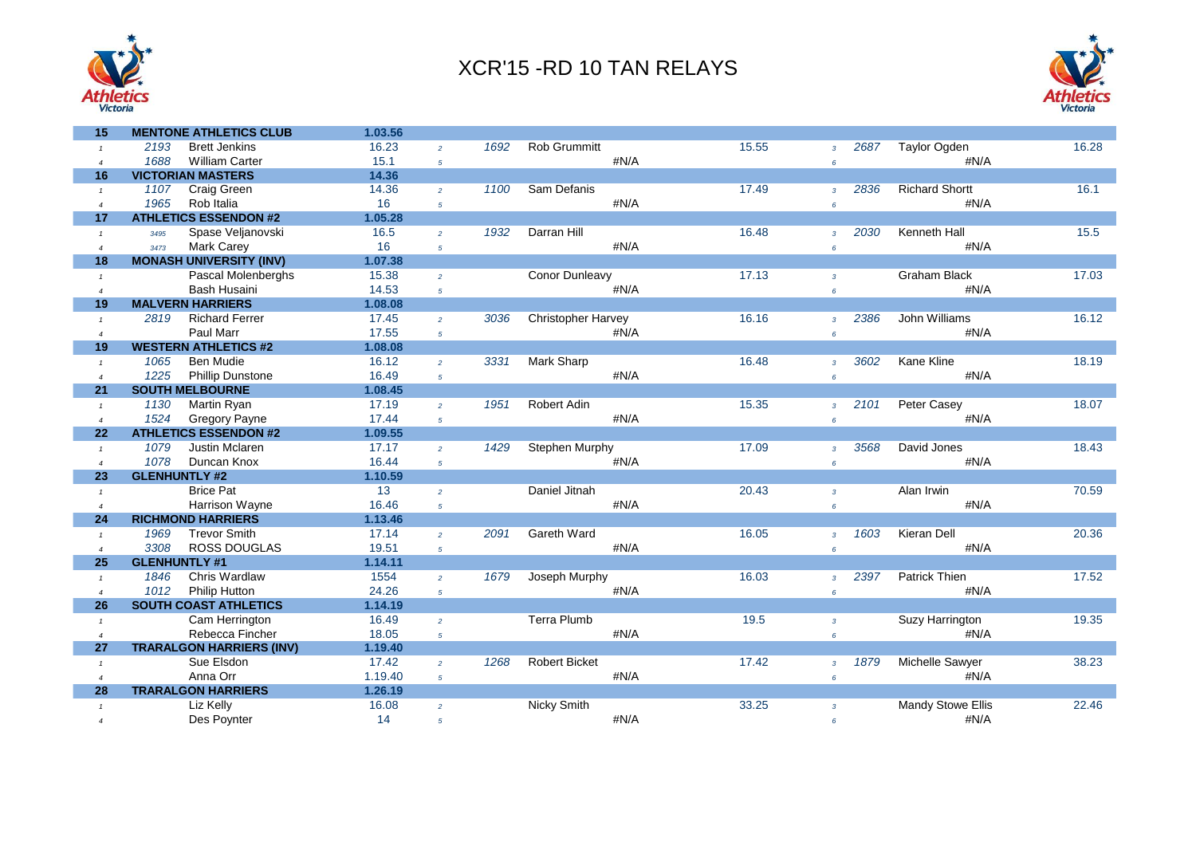# XCR'15 -RD 10 TAN RELAYS

| | | | | | | | | | | | |
|---|---|---|---|---|---|---|---|---|---|---|---|
| **15** | | **MENTONE ATHLETICS CLUB** | **1.03.56** | | | | | | | | |
| 1 | 2193 | Brett Jenkins | 16.23 | 2 | 1692 | Rob Grummitt | 15.55 | 3 | 2687 | Taylor Ogden | 16.28 |
| 4 | 1688 | William Carter | 15.1 | 5 | | #N/A | | 6 | | #N/A | |
| **16** | | **VICTORIAN MASTERS** | **14.36** | | | | | | | | |
| 1 | 1107 | Craig Green | 14.36 | 2 | 1100 | Sam Defanis | 17.49 | 3 | 2836 | Richard Shortt | 16.1 |
| 4 | 1965 | Rob Italia | 16 | 5 | | #N/A | | 6 | | #N/A | |
| **17** | | **ATHLETICS ESSENDON #2** | **1.05.28** | | | | | | | | |
| 1 | 3495 | Spase Veljanovski | 16.5 | 2 | 1932 | Darran Hill | 16.48 | 3 | 2030 | Kenneth Hall | 15.5 |
| 4 | 3473 | Mark Carey | 16 | 5 | | #N/A | | 6 | | #N/A | |
| **18** | | **MONASH UNIVERSITY (INV)** | **1.07.38** | | | | | | | | |
| 1 | | Pascal Molenberghs | 15.38 | 2 | | Conor Dunleavy | 17.13 | 3 | | Graham Black | 17.03 |
| 4 | | Bash Husaini | 14.53 | 5 | | #N/A | | 6 | | #N/A | |
| **19** | | **MALVERN HARRIERS** | **1.08.08** | | | | | | | | |
| 1 | 2819 | Richard Ferrer | 17.45 | 2 | 3036 | Christopher Harvey | 16.16 | 3 | 2386 | John Williams | 16.12 |
| 4 | | Paul Marr | 17.55 | 5 | | #N/A | | 6 | | #N/A | |
| **19** | | **WESTERN ATHLETICS #2** | **1.08.08** | | | | | | | | |
| 1 | 1065 | Ben Mudie | 16.12 | 2 | 3331 | Mark Sharp | 16.48 | 3 | 3602 | Kane Kline | 18.19 |
| 4 | 1225 | Phillip Dunstone | 16.49 | 5 | | #N/A | | 6 | | #N/A | |
| **21** | | **SOUTH MELBOURNE** | **1.08.45** | | | | | | | | |
| 1 | 1130 | Martin Ryan | 17.19 | 2 | 1951 | Robert Adin | 15.35 | 3 | 2101 | Peter Casey | 18.07 |
| 4 | 1524 | Gregory Payne | 17.44 | 5 | | #N/A | | 6 | | #N/A | |
| **22** | | **ATHLETICS ESSENDON #2** | **1.09.55** | | | | | | | | |
| 1 | 1079 | Justin Mclaren | 17.17 | 2 | 1429 | Stephen Murphy | 17.09 | 3 | 3568 | David Jones | 18.43 |
| 4 | 1078 | Duncan Knox | 16.44 | 5 | | #N/A | | 6 | | #N/A | |
| **23** | | **GLENHUNTLY #2** | **1.10.59** | | | | | | | | |
| 1 | | Brice Pat | 13 | 2 | | Daniel Jitnah | 20.43 | 3 | | Alan Irwin | 70.59 |
| 4 | | Harrison Wayne | 16.46 | 5 | | #N/A | | 6 | | #N/A | |
| **24** | | **RICHMOND HARRIERS** | **1.13.46** | | | | | | | | |
| 1 | 1969 | Trevor Smith | 17.14 | 2 | 2091 | Gareth Ward | 16.05 | 3 | 1603 | Kieran Dell | 20.36 |
| 4 | 3308 | ROSS DOUGLAS | 19.51 | 5 | | #N/A | | 6 | | #N/A | |
| **25** | | **GLENHUNTLY #1** | **1.14.11** | | | | | | | | |
| 1 | 1846 | Chris Wardlaw | 1554 | 2 | 1679 | Joseph Murphy | 16.03 | 3 | 2397 | Patrick Thien | 17.52 |
| 4 | 1012 | Philip Hutton | 24.26 | 5 | | #N/A | | 6 | | #N/A | |
| **26** | | **SOUTH COAST ATHLETICS** | **1.14.19** | | | | | | | | |
| 1 | | Cam Herrington | 16.49 | 2 | | Terra Plumb | 19.5 | 3 | | Suzy Harrington | 19.35 |
| 4 | | Rebecca Fincher | 18.05 | 5 | | #N/A | | 6 | | #N/A | |
| **27** | | **TRARALGON HARRIERS (INV)** | **1.19.40** | | | | | | | | |
| 1 | | Sue Elsdon | 17.42 | 2 | 1268 | Robert Bicket | 17.42 | 3 | 1879 | Michelle Sawyer | 38.23 |
| 4 | | Anna Orr | 1.19.40 | 5 | | #N/A | | 6 | | #N/A | |
| **28** | | **TRARALGON HARRIERS** | **1.26.19** | | | | | | | | |
| 1 | | Liz Kelly | 16.08 | 2 | | Nicky Smith | 33.25 | 3 | | Mandy Stowe Ellis | 22.46 |
| 4 | | Des Poynter | 14 | 5 | | #N/A | | 6 | | #N/A | |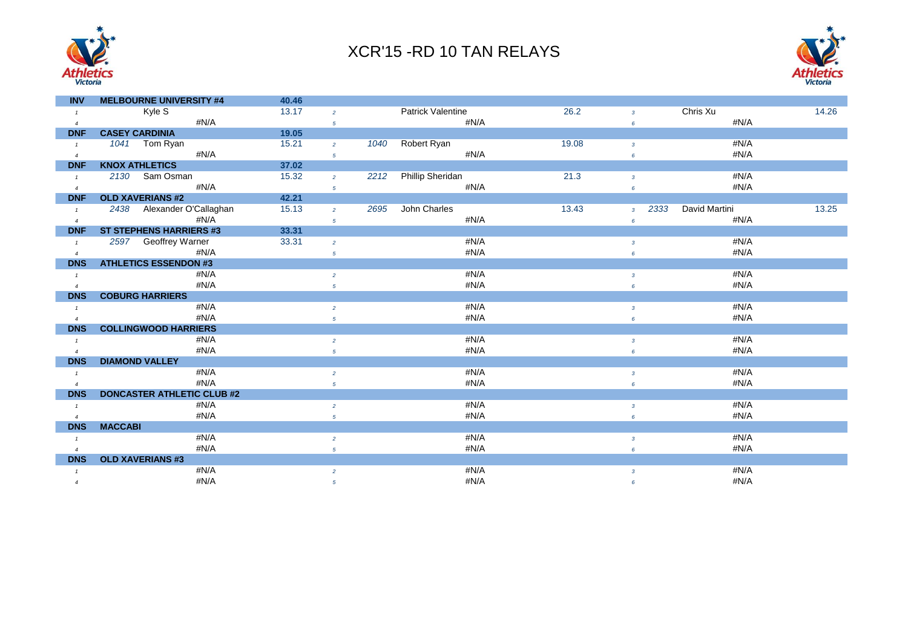# XCR'15 -RD 10 TAN RELAYS

| | | | | | | | | | | | |
|---|---|---|---|---|---|---|---|---|---|---|---|
| **INV** | | **MELBOURNE UNIVERSITY #4** | **40.46** | | | | | | | | |
| *1* | | Kyle S | 13.17 | *2* | | Patrick Valentine | 26.2 | *3* | | Chris Xu | 14.26 |
| *4* | | #N/A | | *5* | | #N/A | | *6* | | #N/A | |
| **DNF** | | **CASEY CARDINIA** | **19.05** | | | | | | | | |
| *1* | *1041* | Tom Ryan | 15.21 | *2* | *1040* | Robert Ryan | 19.08 | *3* | | #N/A | |
| *4* | | #N/A | | *5* | | #N/A | | *6* | | #N/A | |
| **DNF** | | **KNOX ATHLETICS** | **37.02** | | | | | | | | |
| *1* | *2130* | Sam Osman | 15.32 | *2* | *2212* | Phillip Sheridan | 21.3 | *3* | | #N/A | |
| *4* | | #N/A | | *5* | | #N/A | | *6* | | #N/A | |
| **DNF** | | **OLD XAVERIANS #2** | **42.21** | | | | | | | | |
| *1* | *2438* | Alexander O'Callaghan | 15.13 | *2* | *2695* | John Charles | 13.43 | *3* | *2333* | David Martini | 13.25 |
| *4* | | #N/A | | *5* | | #N/A | | *6* | | #N/A | |
| **DNF** | | **ST STEPHENS HARRIERS #3** | **33.31** | | | | | | | | |
| *1* | *2597* | Geoffrey Warner | 33.31 | *2* | | #N/A | | *3* | | #N/A | |
| *4* | | #N/A | | *5* | | #N/A | | *6* | | #N/A | |
| **DNS** | | **ATHLETICS ESSENDON #3** | | | | | | | | | |
| *1* | | #N/A | | *2* | | #N/A | | *3* | | #N/A | |
| *4* | | #N/A | | *5* | | #N/A | | *6* | | #N/A | |
| **DNS** | | **COBURG HARRIERS** | | | | | | | | | |
| *1* | | #N/A | | *2* | | #N/A | | *3* | | #N/A | |
| *4* | | #N/A | | *5* | | #N/A | | *6* | | #N/A | |
| **DNS** | | **COLLINGWOOD HARRIERS** | | | | | | | | | |
| *1* | | #N/A | | *2* | | #N/A | | *3* | | #N/A | |
| *4* | | #N/A | | *5* | | #N/A | | *6* | | #N/A | |
| **DNS** | | **DIAMOND VALLEY** | | | | | | | | | |
| *1* | | #N/A | | *2* | | #N/A | | *3* | | #N/A | |
| *4* | | #N/A | | *5* | | #N/A | | *6* | | #N/A | |
| **DNS** | | **DONCASTER ATHLETIC CLUB #2** | | | | | | | | | |
| *1* | | #N/A | | *2* | | #N/A | | *3* | | #N/A | |
| *4* | | #N/A | | *5* | | #N/A | | *6* | | #N/A | |
| **DNS** | | **MACCABI** | | | | | | | | | |
| *1* | | #N/A | | *2* | | #N/A | | *3* | | #N/A | |
| *4* | | #N/A | | *5* | | #N/A | | *6* | | #N/A | |
| **DNS** | | **OLD XAVERIANS #3** | | | | | | | | | |
| *1* | | #N/A | | *2* | | #N/A | | *3* | | #N/A | |
| *4* | | #N/A | | *5* | | #N/A | | *6* | | #N/A | |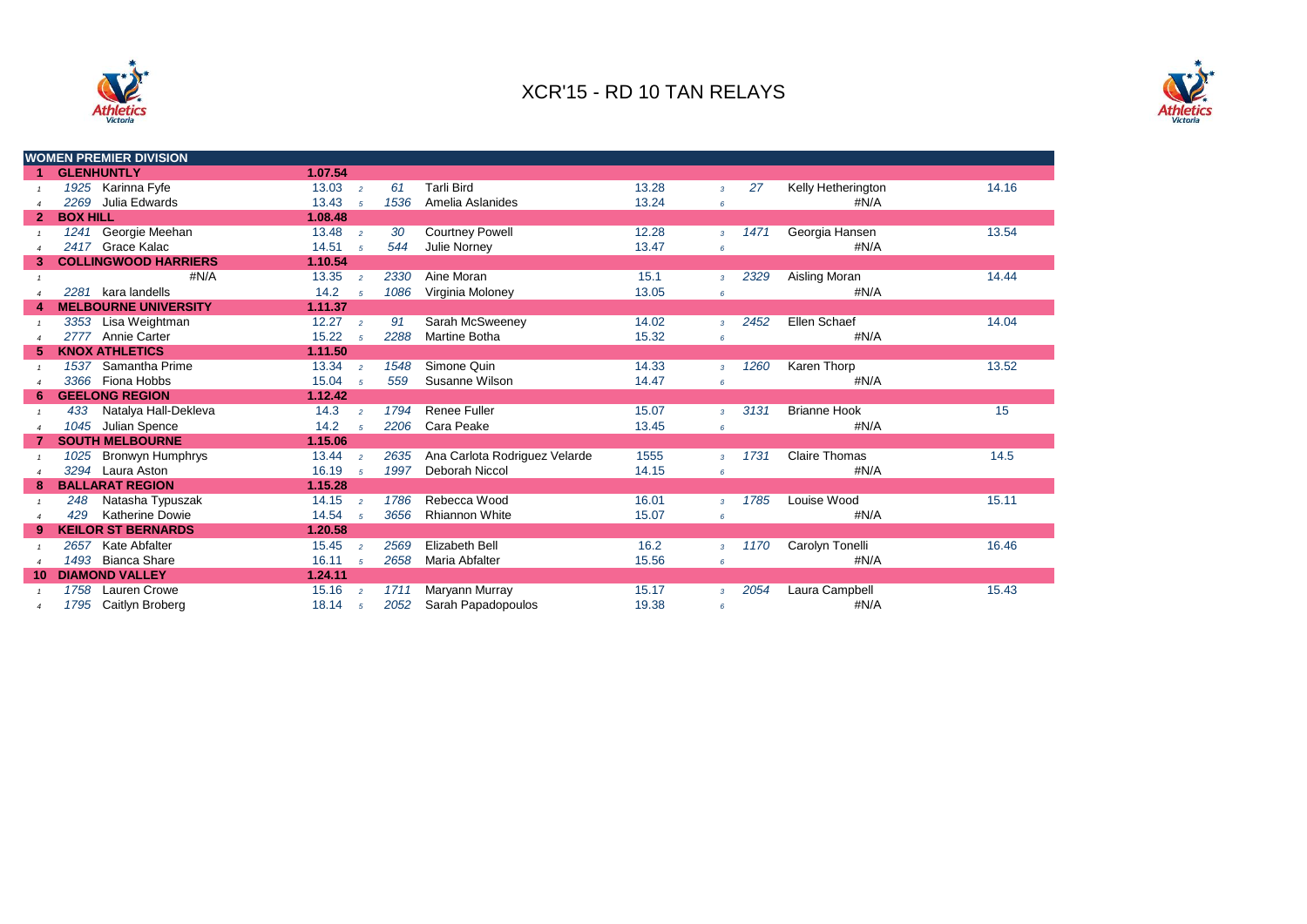# XCR'15 - RD 10 TAN RELAYS

| | | | | | | | | | | | |
|---|---|---|---|---|---|---|---|---|---|---|---|
| **WOMEN PREMIER DIVISION** | | | | | | | | | | | |
| **1** | **GLENHUNTLY** | | **1.07.54** | | | | | | | | |
| 1 | 1925 | Karinna Fyfe | 13.03 | 2 | 61 | Tarli Bird | 13.28 | 3 | 27 | Kelly Hetherington | 14.16 |
| 4 | 2269 | Julia Edwards | 13.43 | 5 | 1536 | Amelia Aslanides | 13.24 | 6 | | #N/A | |
| **2** | **BOX HILL** | | **1.08.48** | | | | | | | | |
| 1 | 1241 | Georgie Meehan | 13.48 | 2 | 30 | Courtney Powell | 12.28 | 3 | 1471 | Georgia Hansen | 13.54 |
| 4 | 2417 | Grace Kalac | 14.51 | 5 | 544 | Julie Norney | 13.47 | 6 | | #N/A | |
| **3** | **COLLINGWOOD HARRIERS** | | **1.10.54** | | | | | | | | |
| 1 | | #N/A | 13.35 | 2 | 2330 | Aine Moran | 15.1 | 3 | 2329 | Aisling Moran | 14.44 |
| 4 | 2281 | kara landells | 14.2 | 5 | 1086 | Virginia Moloney | 13.05 | 6 | | #N/A | |
| **4** | **MELBOURNE UNIVERSITY** | | **1.11.37** | | | | | | | | |
| 1 | 3353 | Lisa Weightman | 12.27 | 2 | 91 | Sarah McSweeney | 14.02 | 3 | 2452 | Ellen Schaef | 14.04 |
| 4 | 2777 | Annie Carter | 15.22 | 5 | 2288 | Martine Botha | 15.32 | 6 | | #N/A | |
| **5** | **KNOX ATHLETICS** | | **1.11.50** | | | | | | | | |
| 1 | 1537 | Samantha Prime | 13.34 | 2 | 1548 | Simone Quin | 14.33 | 3 | 1260 | Karen Thorp | 13.52 |
| 4 | 3366 | Fiona Hobbs | 15.04 | 5 | 559 | Susanne Wilson | 14.47 | 6 | | #N/A | |
| **6** | **GEELONG REGION** | | **1.12.42** | | | | | | | | |
| 1 | 433 | Natalya Hall-Dekleva | 14.3 | 2 | 1794 | Renee Fuller | 15.07 | 3 | 3131 | Brianne Hook | 15 |
| 4 | 1045 | Julian Spence | 14.2 | 5 | 2206 | Cara Peake | 13.45 | 6 | | #N/A | |
| **7** | **SOUTH MELBOURNE** | | **1.15.06** | | | | | | | | |
| 1 | 1025 | Bronwyn Humphrys | 13.44 | 2 | 2635 | Ana Carlota Rodriguez Velarde | 1555 | 3 | 1731 | Claire Thomas | 14.5 |
| 4 | 3294 | Laura Aston | 16.19 | 5 | 1997 | Deborah Niccol | 14.15 | 6 | | #N/A | |
| **8** | **BALLARAT REGION** | | **1.15.28** | | | | | | | | |
| 1 | 248 | Natasha Typuszak | 14.15 | 2 | 1786 | Rebecca Wood | 16.01 | 3 | 1785 | Louise Wood | 15.11 |
| 4 | 429 | Katherine Dowie | 14.54 | 5 | 3656 | Rhiannon White | 15.07 | 6 | | #N/A | |
| **9** | **KEILOR ST BERNARDS** | | **1.20.58** | | | | | | | | |
| 1 | 2657 | Kate Abfalter | 15.45 | 2 | 2569 | Elizabeth Bell | 16.2 | 3 | 1170 | Carolyn Tonelli | 16.46 |
| 4 | 1493 | Bianca Share | 16.11 | 5 | 2658 | Maria Abfalter | 15.56 | 6 | | #N/A | |
| **10** | **DIAMOND VALLEY** | | **1.24.11** | | | | | | | | |
| 1 | 1758 | Lauren Crowe | 15.16 | 2 | 1711 | Maryann Murray | 15.17 | 3 | 2054 | Laura Campbell | 15.43 |
| 4 | 1795 | Caitlyn Broberg | 18.14 | 5 | 2052 | Sarah Papadopoulos | 19.38 | 6 | | #N/A | |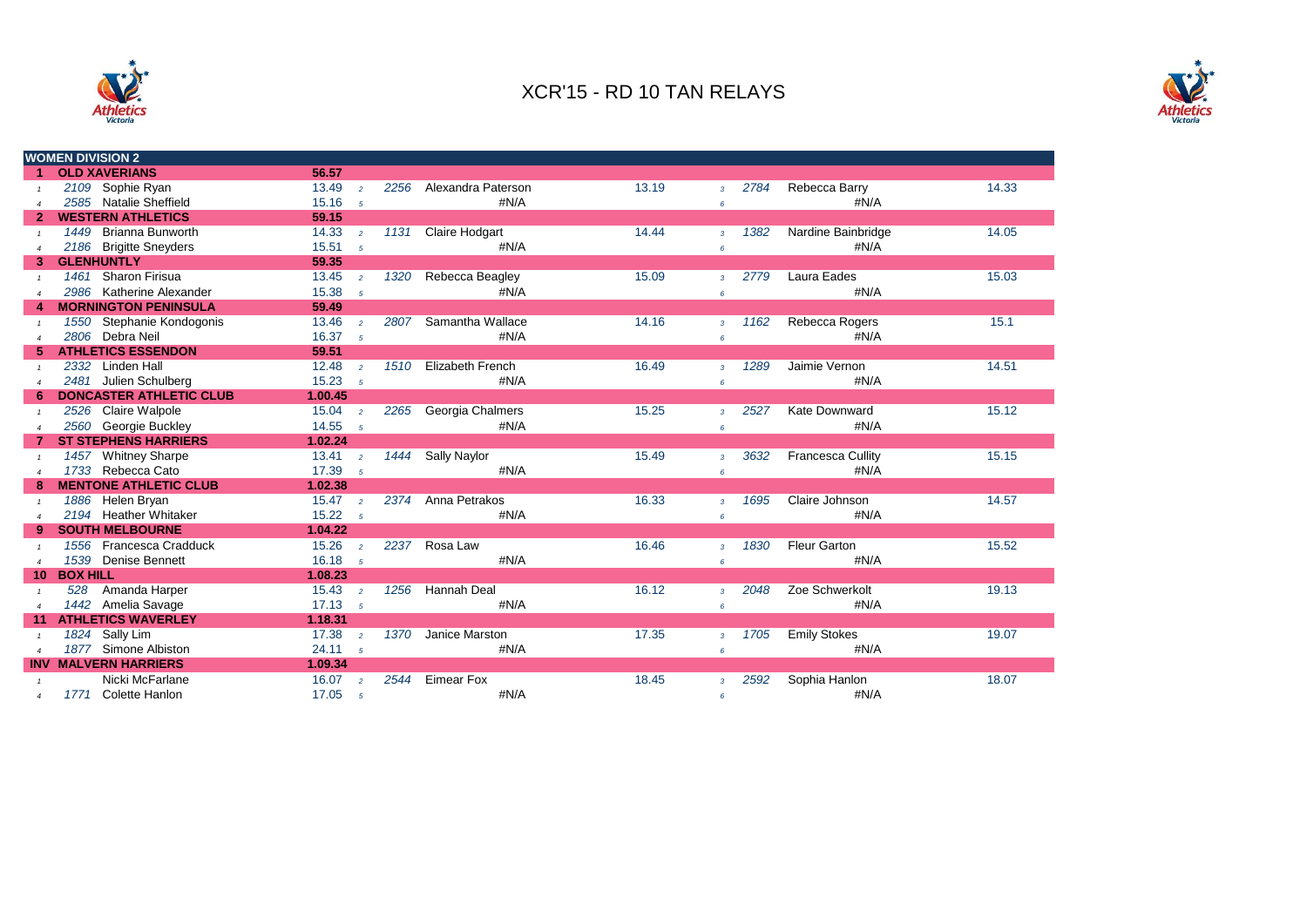# XCR'15 - RD 10 TAN RELAYS

| | | | | | | | | | | |
|---|---|---|---|---|---|---|---|---|---|---|
| **WOMEN DIVISION 2** | | | | | | | | | | |
| **1** | **OLD XAVERIANS** | **56.57** | | | | | | | | |
| 1 | 2109 Sophie Ryan | 13.49 | 2 | 2256 | Alexandra Paterson | 13.19 | 3 | 2784 | Rebecca Barry | 14.33 |
| 4 | 2585 Natalie Sheffield | 15.16 | 5 | | #N/A | | 6 | | #N/A | |
| **2** | **WESTERN ATHLETICS** | **59.15** | | | | | | | | |
| 1 | 1449 Brianna Bunworth | 14.33 | 2 | 1131 | Claire Hodgart | 14.44 | 3 | 1382 | Nardine Bainbridge | 14.05 |
| 4 | 2186 Brigitte Sneyders | 15.51 | 5 | | #N/A | | 6 | | #N/A | |
| **3** | **GLENHUNTLY** | **59.35** | | | | | | | | |
| 1 | 1461 Sharon Firisua | 13.45 | 2 | 1320 | Rebecca Beagley | 15.09 | 3 | 2779 | Laura Eades | 15.03 |
| 4 | 2986 Katherine Alexander | 15.38 | 5 | | #N/A | | 6 | | #N/A | |
| **4** | **MORNINGTON PENINSULA** | **59.49** | | | | | | | | |
| 1 | 1550 Stephanie Kondogonis | 13.46 | 2 | 2807 | Samantha Wallace | 14.16 | 3 | 1162 | Rebecca Rogers | 15.1 |
| 4 | 2806 Debra Neil | 16.37 | 5 | | #N/A | | 6 | | #N/A | |
| **5** | **ATHLETICS ESSENDON** | **59.51** | | | | | | | | |
| 1 | 2332 Linden Hall | 12.48 | 2 | 1510 | Elizabeth French | 16.49 | 3 | 1289 | Jaimie Vernon | 14.51 |
| 4 | 2481 Julien Schulberg | 15.23 | 5 | | #N/A | | 6 | | #N/A | |
| **6** | **DONCASTER ATHLETIC CLUB** | **1.00.45** | | | | | | | | |
| 1 | 2526 Claire Walpole | 15.04 | 2 | 2265 | Georgia Chalmers | 15.25 | 3 | 2527 | Kate Downward | 15.12 |
| 4 | 2560 Georgie Buckley | 14.55 | 5 | | #N/A | | 6 | | #N/A | |
| **7** | **ST STEPHENS HARRIERS** | **1.02.24** | | | | | | | | |
| 1 | 1457 Whitney Sharpe | 13.41 | 2 | 1444 | Sally Naylor | 15.49 | 3 | 3632 | Francesca Cullity | 15.15 |
| 4 | 1733 Rebecca Cato | 17.39 | 5 | | #N/A | | 6 | | #N/A | |
| **8** | **MENTONE ATHLETIC CLUB** | **1.02.38** | | | | | | | | |
| 1 | 1886 Helen Bryan | 15.47 | 2 | 2374 | Anna Petrakos | 16.33 | 3 | 1695 | Claire Johnson | 14.57 |
| 4 | 2194 Heather Whitaker | 15.22 | 5 | | #N/A | | 6 | | #N/A | |
| **9** | **SOUTH MELBOURNE** | **1.04.22** | | | | | | | | |
| 1 | 1556 Francesca Cradduck | 15.26 | 2 | 2237 | Rosa Law | 16.46 | 3 | 1830 | Fleur Garton | 15.52 |
| 4 | 1539 Denise Bennett | 16.18 | 5 | | #N/A | | 6 | | #N/A | |
| **10** | **BOX HILL** | **1.08.23** | | | | | | | | |
| 1 | 528 Amanda Harper | 15.43 | 2 | 1256 | Hannah Deal | 16.12 | 3 | 2048 | Zoe Schwerkolt | 19.13 |
| 4 | 1442 Amelia Savage | 17.13 | 5 | | #N/A | | 6 | | #N/A | |
| **11** | **ATHLETICS WAVERLEY** | **1.18.31** | | | | | | | | |
| 1 | 1824 Sally Lim | 17.38 | 2 | 1370 | Janice Marston | 17.35 | 3 | 1705 | Emily Stokes | 19.07 |
| 4 | 1877 Simone Albiston | 24.11 | 5 | | #N/A | | 6 | | #N/A | |
| **INV** | **MALVERN HARRIERS** | **1.09.34** | | | | | | | | |
| 1 | Nicki McFarlane | 16.07 | 2 | 2544 | Eimear Fox | 18.45 | 3 | 2592 | Sophia Hanlon | 18.07 |
| 4 | 1771 Colette Hanlon | 17.05 | 5 | | #N/A | | 6 | | #N/A | |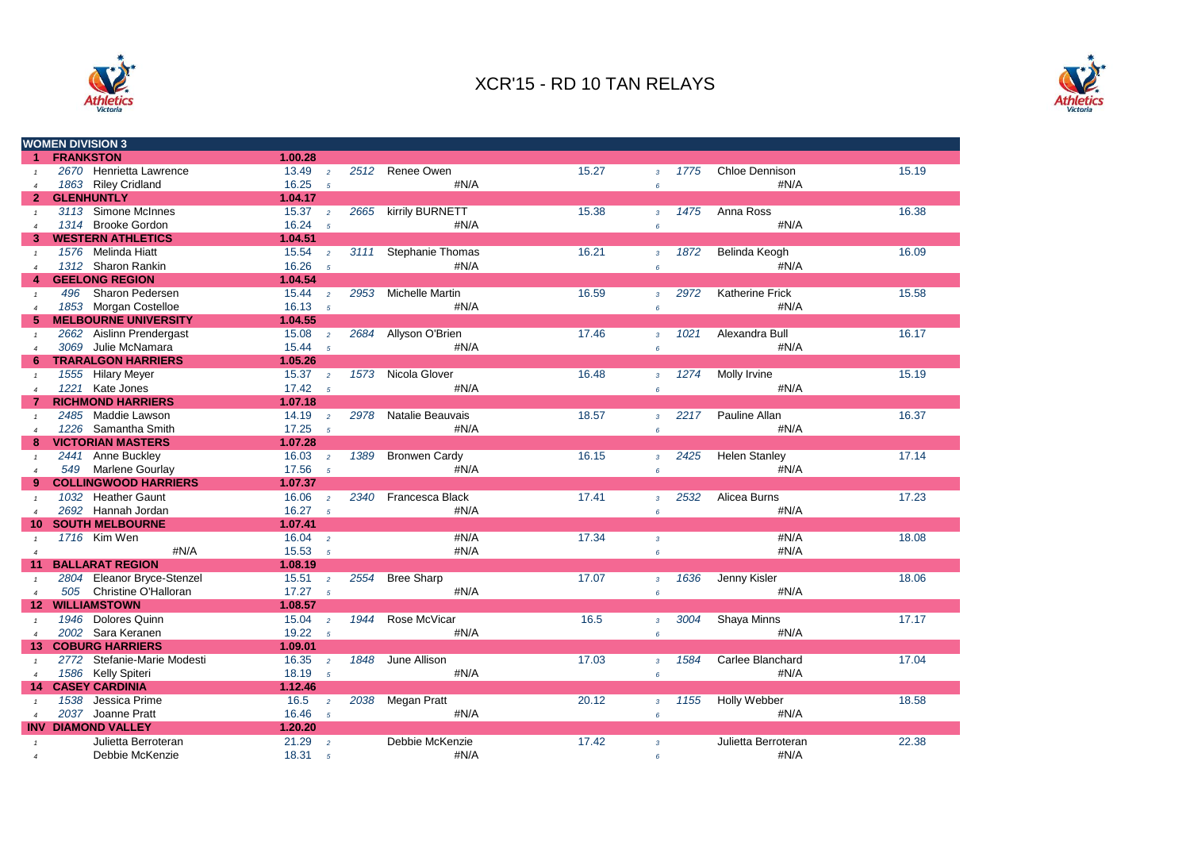# XCR'15 - RD 10 TAN RELAYS

| WOMEN DIVISION 3 | | | | | | | | | | | | |
|---|---|---|---|---|---|---|---|---|---|---|---|---|
| **1** | **FRANKSTON** | | **1.00.28** | | | | | | | | | |
| 1 | 2670 | Henrietta Lawrence | 13.49 | 2 | 2512 | Renee Owen | 15.27 | 3 | 1775 | Chloe Dennison | 15.19 |
| 4 | 1863 | Riley Cridland | 16.25 | 5 | | #N/A | | 6 | | #N/A | |
| **2** | **GLENHUNTLY** | | **1.04.17** | | | | | | | | |
| 1 | 3113 | Simone McInnes | 15.37 | 2 | 2665 | kirrily BURNETT | 15.38 | 3 | 1475 | Anna Ross | 16.38 |
| 4 | 1314 | Brooke Gordon | 16.24 | 5 | | #N/A | | 6 | | #N/A | |
| **3** | **WESTERN ATHLETICS** | | **1.04.51** | | | | | | | | |
| 1 | 1576 | Melinda Hiatt | 15.54 | 2 | 3111 | Stephanie Thomas | 16.21 | 3 | 1872 | Belinda Keogh | 16.09 |
| 4 | 1312 | Sharon Rankin | 16.26 | 5 | | #N/A | | 6 | | #N/A | |
| **4** | **GEELONG REGION** | | **1.04.54** | | | | | | | | |
| 1 | 496 | Sharon Pedersen | 15.44 | 2 | 2953 | Michelle Martin | 16.59 | 3 | 2972 | Katherine Frick | 15.58 |
| 4 | 1853 | Morgan Costelloe | 16.13 | 5 | | #N/A | | 6 | | #N/A | |
| **5** | **MELBOURNE UNIVERSITY** | | **1.04.55** | | | | | | | | |
| 1 | 2662 | Aislinn Prendergast | 15.08 | 2 | 2684 | Allyson O'Brien | 17.46 | 3 | 1021 | Alexandra Bull | 16.17 |
| 4 | 3069 | Julie McNamara | 15.44 | 5 | | #N/A | | 6 | | #N/A | |
| **6** | **TRARALGON HARRIERS** | | **1.05.26** | | | | | | | | |
| 1 | 1555 | Hilary Meyer | 15.37 | 2 | 1573 | Nicola Glover | 16.48 | 3 | 1274 | Molly Irvine | 15.19 |
| 4 | 1221 | Kate Jones | 17.42 | 5 | | #N/A | | 6 | | #N/A | |
| **7** | **RICHMOND HARRIERS** | | **1.07.18** | | | | | | | | |
| 1 | 2485 | Maddie Lawson | 14.19 | 2 | 2978 | Natalie Beauvais | 18.57 | 3 | 2217 | Pauline Allan | 16.37 |
| 4 | 1226 | Samantha Smith | 17.25 | 5 | | #N/A | | 6 | | #N/A | |
| **8** | **VICTORIAN MASTERS** | | **1.07.28** | | | | | | | | |
| 1 | 2441 | Anne Buckley | 16.03 | 2 | 1389 | Bronwen Cardy | 16.15 | 3 | 2425 | Helen Stanley | 17.14 |
| 4 | 549 | Marlene Gourlay | 17.56 | 5 | | #N/A | | 6 | | #N/A | |
| **9** | **COLLINGWOOD HARRIERS** | | **1.07.37** | | | | | | | | |
| 1 | 1032 | Heather Gaunt | 16.06 | 2 | 2340 | Francesca Black | 17.41 | 3 | 2532 | Alicea Burns | 17.23 |
| 4 | 2692 | Hannah Jordan | 16.27 | 5 | | #N/A | | 6 | | #N/A | |
| **10** | **SOUTH MELBOURNE** | | **1.07.41** | | | | | | | | |
| 1 | 1716 | Kim Wen | 16.04 | 2 | | #N/A | 17.34 | 3 | | #N/A | 18.08 |
| 4 | | #N/A | 15.53 | 5 | | #N/A | | 6 | | #N/A | |
| **11** | **BALLARAT REGION** | | **1.08.19** | | | | | | | | |
| 1 | 2804 | Eleanor Bryce-Stenzel | 15.51 | 2 | 2554 | Bree Sharp | 17.07 | 3 | 1636 | Jenny Kisler | 18.06 |
| 4 | 505 | Christine O'Halloran | 17.27 | 5 | | #N/A | | 6 | | #N/A | |
| **12** | **WILLIAMSTOWN** | | **1.08.57** | | | | | | | | |
| 1 | 1946 | Dolores Quinn | 15.04 | 2 | 1944 | Rose McVicar | 16.5 | 3 | 3004 | Shaya Minns | 17.17 |
| 4 | 2002 | Sara Keranen | 19.22 | 5 | | #N/A | | 6 | | #N/A | |
| **13** | **COBURG HARRIERS** | | **1.09.01** | | | | | | | | |
| 1 | 2772 | Stefanie-Marie Modesti | 16.35 | 2 | 1848 | June Allison | 17.03 | 3 | 1584 | Carlee Blanchard | 17.04 |
| 4 | 1586 | Kelly Spiteri | 18.19 | 5 | | #N/A | | 6 | | #N/A | |
| **14** | **CASEY CARDINIA** | | **1.12.46** | | | | | | | | |
| 1 | 1538 | Jessica Prime | 16.5 | 2 | 2038 | Megan Pratt | 20.12 | 3 | 1155 | Holly Webber | 18.58 |
| 4 | 2037 | Joanne Pratt | 16.46 | 5 | | #N/A | | 6 | | #N/A | |
| **INV** | **DIAMOND VALLEY** | | **1.20.20** | | | | | | | | |
| 1 | | Julietta Berroteran | 21.29 | 2 | | Debbie McKenzie | 17.42 | 3 | | Julietta Berroteran | 22.38 |
| 4 | | Debbie McKenzie | 18.31 | 5 | | #N/A | | 6 | | #N/A | |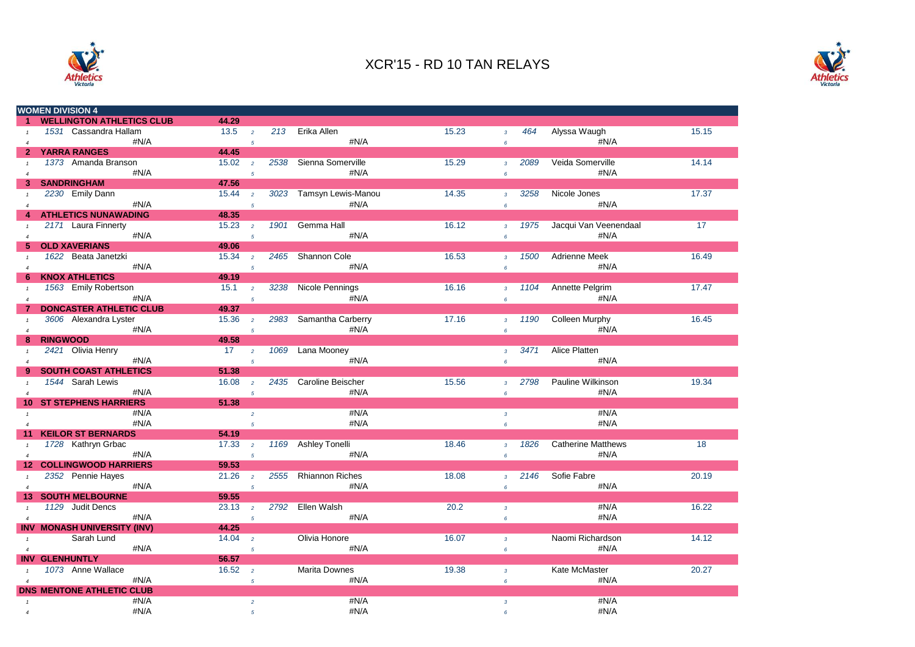# XCR'15 - RD 10 TAN RELAYS

| | WOMEN DIVISION 4 | | | | | | | | | |
|---|---|---|---|---|---|---|---|---|---|---|
| 1 | WELLINGTON ATHLETICS CLUB | 44.29 | | | | | | | | |
| 1 | 1531 Cassandra Hallam | 13.5 | 2 | 213 | Erika Allen | 15.23 | 3 | 464 | Alyssa Waugh | 15.15 |
| 4 | #N/A | | 5 | | #N/A | | 6 | | #N/A | |
| 2 | YARRA RANGES | 44.45 | | | | | | | | |
| 1 | 1373 Amanda Branson | 15.02 | 2 | 2538 | Sienna Somerville | 15.29 | 3 | 2089 | Veida Somerville | 14.14 |
| 4 | #N/A | | 5 | | #N/A | | 6 | | #N/A | |
| 3 | SANDRINGHAM | 47.56 | | | | | | | | |
| 1 | 2230 Emily Dann | 15.44 | 2 | 3023 | Tamsyn Lewis-Manou | 14.35 | 3 | 3258 | Nicole Jones | 17.37 |
| 4 | #N/A | | 5 | | #N/A | | 6 | | #N/A | |
| 4 | ATHLETICS NUNAWADING | 48.35 | | | | | | | | |
| 1 | 2171 Laura Finnerty | 15.23 | 2 | 1901 | Gemma Hall | 16.12 | 3 | 1975 | Jacqui Van Veenendaal | 17 |
| 4 | #N/A | | 5 | | #N/A | | 6 | | #N/A | |
| 5 | OLD XAVERIANS | 49.06 | | | | | | | | |
| 1 | 1622 Beata Janetzki | 15.34 | 2 | 2465 | Shannon Cole | 16.53 | 3 | 1500 | Adrienne Meek | 16.49 |
| 4 | #N/A | | 5 | | #N/A | | 6 | | #N/A | |
| 6 | KNOX ATHLETICS | 49.19 | | | | | | | | |
| 1 | 1563 Emily Robertson | 15.1 | 2 | 3238 | Nicole Pennings | 16.16 | 3 | 1104 | Annette Pelgrim | 17.47 |
| 4 | #N/A | | 5 | | #N/A | | 6 | | #N/A | |
| 7 | DONCASTER ATHLETIC CLUB | 49.37 | | | | | | | | |
| 1 | 3606 Alexandra Lyster | 15.36 | 2 | 2983 | Samantha Carberry | 17.16 | 3 | 1190 | Colleen Murphy | 16.45 |
| 4 | #N/A | | 5 | | #N/A | | 6 | | #N/A | |
| 8 | RINGWOOD | 49.58 | | | | | | | | |
| 1 | 2421 Olivia Henry | 17 | 2 | 1069 | Lana Mooney | | 3 | 3471 | Alice Platten | |
| 4 | #N/A | | 5 | | #N/A | | 6 | | #N/A | |
| 9 | SOUTH COAST ATHLETICS | 51.38 | | | | | | | | |
| 1 | 1544 Sarah Lewis | 16.08 | 2 | 2435 | Caroline Beischer | 15.56 | 3 | 2798 | Pauline Wilkinson | 19.34 |
| 4 | #N/A | | 5 | | #N/A | | 6 | | #N/A | |
| 10 | ST STEPHENS HARRIERS | 51.38 | | | | | | | | |
| 1 | #N/A | | 2 | | #N/A | | 3 | | #N/A | |
| 4 | #N/A | | 5 | | #N/A | | 6 | | #N/A | |
| 11 | KEILOR ST BERNARDS | 54.19 | | | | | | | | |
| 1 | 1728 Kathryn Grbac | 17.33 | 2 | 1169 | Ashley Tonelli | 18.46 | 3 | 1826 | Catherine Matthews | 18 |
| 4 | #N/A | | 5 | | #N/A | | 6 | | #N/A | |
| 12 | COLLINGWOOD HARRIERS | 59.53 | | | | | | | | |
| 1 | 2352 Pennie Hayes | 21.26 | 2 | 2555 | Rhiannon Riches | 18.08 | 3 | 2146 | Sofie Fabre | 20.19 |
| 4 | #N/A | | 5 | | #N/A | | 6 | | #N/A | |
| 13 | SOUTH MELBOURNE | 59.55 | | | | | | | | |
| 1 | 1129 Judit Dencs | 23.13 | 2 | 2792 | Ellen Walsh | 20.2 | 3 | | #N/A | 16.22 |
| 4 | #N/A | | 5 | | #N/A | | 6 | | #N/A | |
| INV | MONASH UNIVERSITY (INV) | 44.25 | | | | | | | | |
| 1 | Sarah Lund | 14.04 | 2 | | Olivia Honore | 16.07 | 3 | | Naomi Richardson | 14.12 |
| 4 | #N/A | | 5 | | #N/A | | 6 | | #N/A | |
| INV | GLENHUNTLY | 56.57 | | | | | | | | |
| 1 | 1073 Anne Wallace | 16.52 | 2 | | Marita Downes | 19.38 | 3 | | Kate McMaster | 20.27 |
| 4 | #N/A | | 5 | | #N/A | | 6 | | #N/A | |
| DNS | MENTONE ATHLETIC CLUB | | | | | | | | | |
| 1 | #N/A | | 2 | | #N/A | | 3 | | #N/A | |
| 4 | #N/A | | 5 | | #N/A | | 6 | | #N/A | |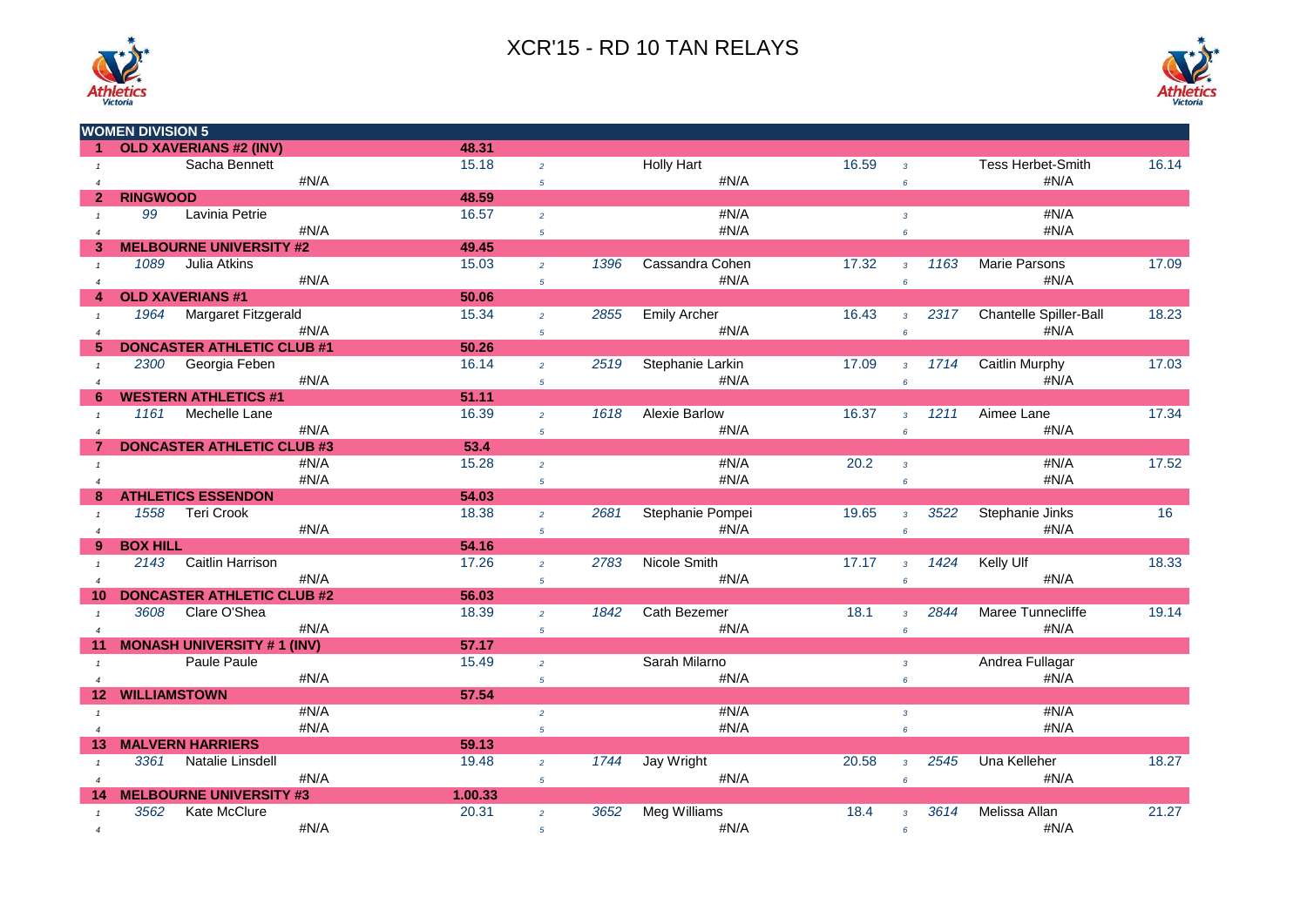# XCR'15 - RD 10 TAN RELAYS

| WOMEN DIVISION 5 | | | | | | | | | | | | |
|---|---|---|---|---|---|---|---|---|---|---|---|---|
| 1 | OLD XAVERIANS #2 (INV) | | 48.31 | | | | | | | | | |
| 1 | | Sacha Bennett | 15.18 | 2 | | Holly Hart | 16.59 | 3 | | Tess Herbet-Smith | 16.14 |
| 4 | | #N/A | | 5 | | #N/A | | 6 | | #N/A | |
| 2 | RINGWOOD | | 48.59 | | | | | | | | |
| 1 | 99 | Lavinia Petrie | 16.57 | 2 | | #N/A | | 3 | | #N/A | |
| 4 | | #N/A | | 5 | | #N/A | | 6 | | #N/A | |
| 3 | MELBOURNE UNIVERSITY #2 | | 49.45 | | | | | | | | |
| 1 | 1089 | Julia Atkins | 15.03 | 2 | 1396 | Cassandra Cohen | 17.32 | 3 | 1163 | Marie Parsons | 17.09 |
| 4 | | #N/A | | 5 | | #N/A | | 6 | | #N/A | |
| 4 | OLD XAVERIANS #1 | | 50.06 | | | | | | | | |
| 1 | 1964 | Margaret Fitzgerald | 15.34 | 2 | 2855 | Emily Archer | 16.43 | 3 | 2317 | Chantelle Spiller-Ball | 18.23 |
| 4 | | #N/A | | 5 | | #N/A | | 6 | | #N/A | |
| 5 | DONCASTER ATHLETIC CLUB #1 | | 50.26 | | | | | | | | |
| 1 | 2300 | Georgia Feben | 16.14 | 2 | 2519 | Stephanie Larkin | 17.09 | 3 | 1714 | Caitlin Murphy | 17.03 |
| 4 | | #N/A | | 5 | | #N/A | | 6 | | #N/A | |
| 6 | WESTERN ATHLETICS #1 | | 51.11 | | | | | | | | |
| 1 | 1161 | Mechelle Lane | 16.39 | 2 | 1618 | Alexie Barlow | 16.37 | 3 | 1211 | Aimee Lane | 17.34 |
| 4 | | #N/A | | 5 | | #N/A | | 6 | | #N/A | |
| 7 | DONCASTER ATHLETIC CLUB #3 | | 53.4 | | | | | | | | |
| 1 | | #N/A | 15.28 | 2 | | #N/A | 20.2 | 3 | | #N/A | 17.52 |
| 4 | | #N/A | | 5 | | #N/A | | 6 | | #N/A | |
| 8 | ATHLETICS ESSENDON | | 54.03 | | | | | | | | |
| 1 | 1558 | Teri Crook | 18.38 | 2 | 2681 | Stephanie Pompei | 19.65 | 3 | 3522 | Stephanie Jinks | 16 |
| 4 | | #N/A | | 5 | | #N/A | | 6 | | #N/A | |
| 9 | BOX HILL | | 54.16 | | | | | | | | |
| 1 | 2143 | Caitlin Harrison | 17.26 | 2 | 2783 | Nicole Smith | 17.17 | 3 | 1424 | Kelly Ulf | 18.33 |
| 4 | | #N/A | | 5 | | #N/A | | 6 | | #N/A | |
| 10 | DONCASTER ATHLETIC CLUB #2 | | 56.03 | | | | | | | | |
| 1 | 3608 | Clare O'Shea | 18.39 | 2 | 1842 | Cath Bezemer | 18.1 | 3 | 2844 | Maree Tunnecliffe | 19.14 |
| 4 | | #N/A | | 5 | | #N/A | | 6 | | #N/A | |
| 11 | MONASH UNIVERSITY # 1 (INV) | | 57.17 | | | | | | | | |
| 1 | | Paule Paule | 15.49 | 2 | | Sarah Milarno | | 3 | | Andrea Fullagar | |
| 4 | | #N/A | | 5 | | #N/A | | 6 | | #N/A | |
| 12 | WILLIAMSTOWN | | 57.54 | | | | | | | | |
| 1 | | #N/A | | 2 | | #N/A | | 3 | | #N/A | |
| 4 | | #N/A | | 5 | | #N/A | | 6 | | #N/A | |
| 13 | MALVERN HARRIERS | | 59.13 | | | | | | | | |
| 1 | 3361 | Natalie Linsdell | 19.48 | 2 | 1744 | Jay Wright | 20.58 | 3 | 2545 | Una Kelleher | 18.27 |
| 4 | | #N/A | | 5 | | #N/A | | 6 | | #N/A | |
| 14 | MELBOURNE UNIVERSITY #3 | | 1.00.33 | | | | | | | | |
| 1 | 3562 | Kate McClure | 20.31 | 2 | 3652 | Meg Williams | 18.4 | 3 | 3614 | Melissa Allan | 21.27 |
| 4 | | #N/A | | 5 | | #N/A | | 6 | | #N/A | |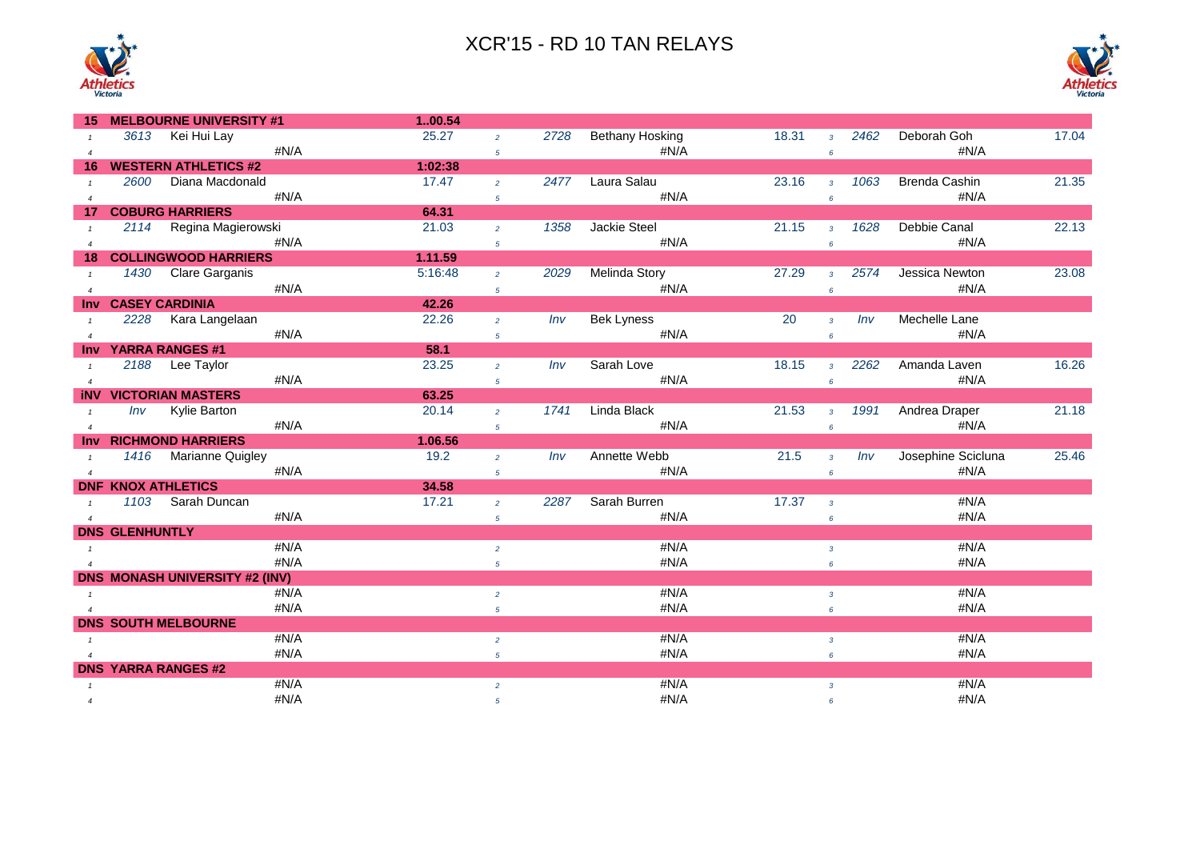# XCR'15 - RD 10 TAN RELAYS

| Place | Team / Leg | No. | Name | Time | Leg | No. | Name | Time | Leg | No. | Name | Time |
|---|---|---|---|---|---|---|---|---|---|---|---|---|
| 15 | MELBOURNE UNIVERSITY #1 | | | 1..00.54 | | | | | | | | |
| | 1 | 3613 | Kei Hui Lay | 25.27 | 2 | 2728 | Bethany Hosking | 18.31 | 3 | 2462 | Deborah Goh | 17.04 |
| | 4 | | #N/A | | 5 | | #N/A | | 6 | | #N/A | |
| 16 | WESTERN ATHLETICS #2 | | | 1:02:38 | | | | | | | | |
| | 1 | 2600 | Diana Macdonald | 17.47 | 2 | 2477 | Laura Salau | 23.16 | 3 | 1063 | Brenda Cashin | 21.35 |
| | 4 | | #N/A | | 5 | | #N/A | | 6 | | #N/A | |
| 17 | COBURG HARRIERS | | | 64.31 | | | | | | | | |
| | 1 | 2114 | Regina Magierowski | 21.03 | 2 | 1358 | Jackie Steel | 21.15 | 3 | 1628 | Debbie Canal | 22.13 |
| | 4 | | #N/A | | 5 | | #N/A | | 6 | | #N/A | |
| 18 | COLLINGWOOD HARRIERS | | | 1.11.59 | | | | | | | | |
| | 1 | 1430 | Clare Garganis | 5:16:48 | 2 | 2029 | Melinda Story | 27.29 | 3 | 2574 | Jessica Newton | 23.08 |
| | 4 | | #N/A | | 5 | | #N/A | | 6 | | #N/A | |
| Inv | CASEY CARDINIA | | | 42.26 | | | | | | | | |
| | 1 | 2228 | Kara Langelaan | 22.26 | 2 | Inv | Bek Lyness | 20 | 3 | Inv | Mechelle Lane | |
| | 4 | | #N/A | | 5 | | #N/A | | 6 | | #N/A | |
| Inv | YARRA RANGES #1 | | | 58.1 | | | | | | | | |
| | 1 | 2188 | Lee Taylor | 23.25 | 2 | Inv | Sarah Love | 18.15 | 3 | 2262 | Amanda Laven | 16.26 |
| | 4 | | #N/A | | 5 | | #N/A | | 6 | | #N/A | |
| iNV | VICTORIAN MASTERS | | | 63.25 | | | | | | | | |
| | 1 | Inv | Kylie Barton | 20.14 | 2 | 1741 | Linda Black | 21.53 | 3 | 1991 | Andrea Draper | 21.18 |
| | 4 | | #N/A | | 5 | | #N/A | | 6 | | #N/A | |
| Inv | RICHMOND HARRIERS | | | 1.06.56 | | | | | | | | |
| | 1 | 1416 | Marianne Quigley | 19.2 | 2 | Inv | Annette Webb | 21.5 | 3 | Inv | Josephine Scicluna | 25.46 |
| | 4 | | #N/A | | 5 | | #N/A | | 6 | | #N/A | |
| DNF | KNOX ATHLETICS | | | 34.58 | | | | | | | | |
| | 1 | 1103 | Sarah Duncan | 17.21 | 2 | 2287 | Sarah Burren | 17.37 | 3 | | #N/A | |
| | 4 | | #N/A | | 5 | | #N/A | | 6 | | #N/A | |
| DNS | GLENHUNTLY | | | | | | | | | | | |
| | 1 | | #N/A | | 2 | | #N/A | | 3 | | #N/A | |
| | 4 | | #N/A | | 5 | | #N/A | | 6 | | #N/A | |
| DNS | MONASH UNIVERSITY #2 (INV) | | | | | | | | | | | |
| | 1 | | #N/A | | 2 | | #N/A | | 3 | | #N/A | |
| | 4 | | #N/A | | 5 | | #N/A | | 6 | | #N/A | |
| DNS | SOUTH MELBOURNE | | | | | | | | | | | |
| | 1 | | #N/A | | 2 | | #N/A | | 3 | | #N/A | |
| | 4 | | #N/A | | 5 | | #N/A | | 6 | | #N/A | |
| DNS | YARRA RANGES #2 | | | | | | | | | | | |
| | 1 | | #N/A | | 2 | | #N/A | | 3 | | #N/A | |
| | 4 | | #N/A | | 5 | | #N/A | | 6 | | #N/A | |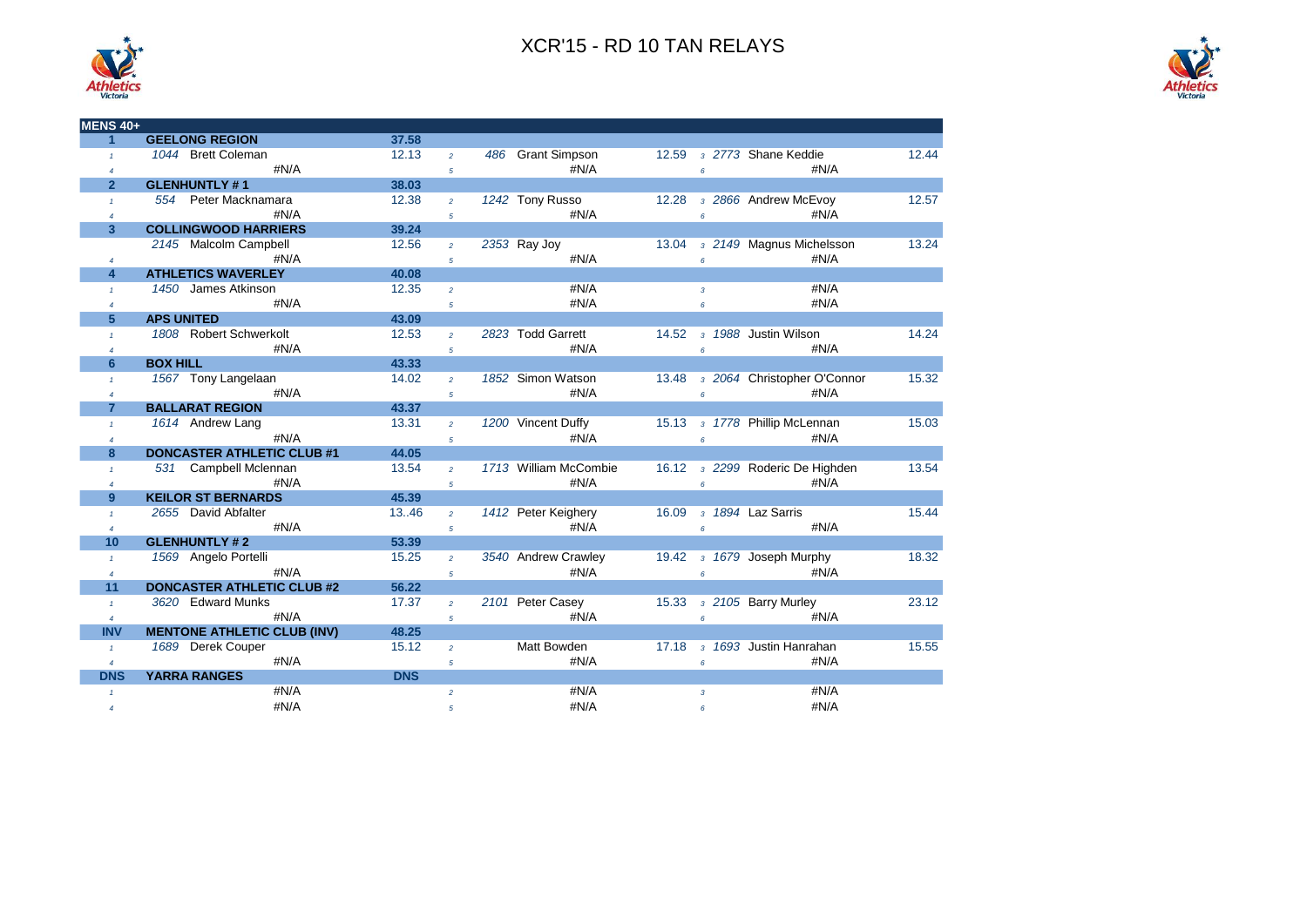# XCR'15 - RD 10 TAN RELAYS

## MENS 40+

| Pos | Team / Runner | Time | Leg | Runner | Time | Leg | Runner | Time |
|---|---|---|---|---|---|---|---|---|
| **1** | **GEELONG REGION** | **37.58** | | | | | | |
| 1 | 1044 Brett Coleman | 12.13 | 2 | 486 Grant Simpson | 12.59 | 3 | 2773 Shane Keddie | 12.44 |
| 4 | #N/A | | 5 | #N/A | | 6 | #N/A | |
| **2** | **GLENHUNTLY # 1** | **38.03** | | | | | | |
| 1 | 554 Peter Macknamara | 12.38 | 2 | 1242 Tony Russo | 12.28 | 3 | 2866 Andrew McEvoy | 12.57 |
| 4 | #N/A | | 5 | #N/A | | 6 | #N/A | |
| **3** | **COLLINGWOOD HARRIERS** | **39.24** | | | | | | |
| | 2145 Malcolm Campbell | 12.56 | 2 | 2353 Ray Joy | 13.04 | 3 | 2149 Magnus Michelsson | 13.24 |
| 4 | #N/A | | 5 | #N/A | | 6 | #N/A | |
| **4** | **ATHLETICS WAVERLEY** | **40.08** | | | | | | |
| 1 | 1450 James Atkinson | 12.35 | 2 | #N/A | | 3 | #N/A | |
| 4 | #N/A | | 5 | #N/A | | 6 | #N/A | |
| **5** | **APS UNITED** | **43.09** | | | | | | |
| 1 | 1808 Robert Schwerkolt | 12.53 | 2 | 2823 Todd Garrett | 14.52 | 3 | 1988 Justin Wilson | 14.24 |
| 4 | #N/A | | 5 | #N/A | | 6 | #N/A | |
| **6** | **BOX HILL** | **43.33** | | | | | | |
| 1 | 1567 Tony Langelaan | 14.02 | 2 | 1852 Simon Watson | 13.48 | 3 | 2064 Christopher O'Connor | 15.32 |
| 4 | #N/A | | 5 | #N/A | | 6 | #N/A | |
| **7** | **BALLARAT REGION** | **43.37** | | | | | | |
| 1 | 1614 Andrew Lang | 13.31 | 2 | 1200 Vincent Duffy | 15.13 | 3 | 1778 Phillip McLennan | 15.03 |
| 4 | #N/A | | 5 | #N/A | | 6 | #N/A | |
| **8** | **DONCASTER ATHLETIC CLUB #1** | **44.05** | | | | | | |
| 1 | 531 Campbell Mclennan | 13.54 | 2 | 1713 William McCombie | 16.12 | 3 | 2299 Roderic De Highden | 13.54 |
| 4 | #N/A | | 5 | #N/A | | 6 | #N/A | |
| **9** | **KEILOR ST BERNARDS** | **45.39** | | | | | | |
| 1 | 2655 David Abfalter | 13..46 | 2 | 1412 Peter Keighery | 16.09 | 3 | 1894 Laz Sarris | 15.44 |
| 4 | #N/A | | 5 | #N/A | | 6 | #N/A | |
| **10** | **GLENHUNTLY # 2** | **53.39** | | | | | | |
| 1 | 1569 Angelo Portelli | 15.25 | 2 | 3540 Andrew Crawley | 19.42 | 3 | 1679 Joseph Murphy | 18.32 |
| 4 | #N/A | | 5 | #N/A | | 6 | #N/A | |
| **11** | **DONCASTER ATHLETIC CLUB #2** | **56.22** | | | | | | |
| 1 | 3620 Edward Munks | 17.37 | 2 | 2101 Peter Casey | 15.33 | 3 | 2105 Barry Murley | 23.12 |
| 4 | #N/A | | 5 | #N/A | | 6 | #N/A | |
| **INV** | **MENTONE ATHLETIC CLUB (INV)** | **48.25** | | | | | | |
| 1 | 1689 Derek Couper | 15.12 | 2 | Matt Bowden | 17.18 | 3 | 1693 Justin Hanrahan | 15.55 |
| 4 | #N/A | | 5 | #N/A | | 6 | #N/A | |
| **DNS** | **YARRA RANGES** | **DNS** | | | | | | |
| 1 | #N/A | | 2 | #N/A | | 3 | #N/A | |
| 4 | #N/A | | 5 | #N/A | | 6 | #N/A | |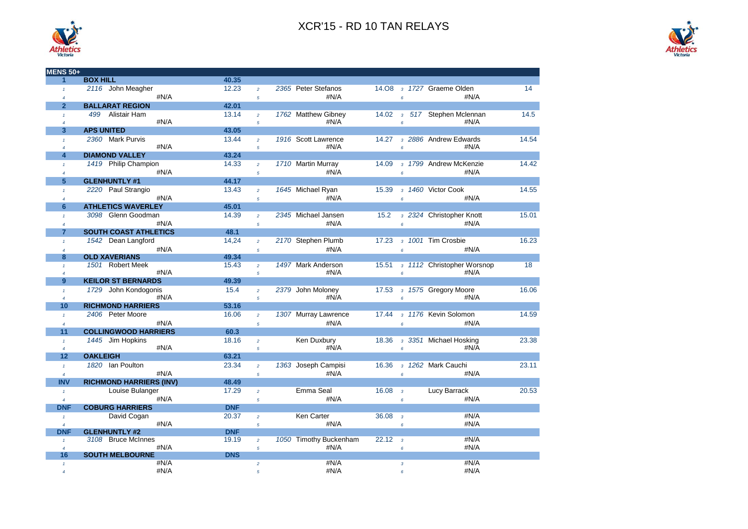# XCR'15 - RD 10 TAN RELAYS

| MENS 50+ | | | | | | | | | | | | |
|---|---|---|---|---|---|---|---|---|---|---|---|---|
| 1 | BOX HILL | | 40.35 | | | | | | | | | |
| 1 | 2116 | John Meagher | 12.23 | 2 | 2365 | Peter Stefanos | 14.O8 | 3 | 1727 | Graeme Olden | 14 | |
| 4 | | #N/A | | 5 | | #N/A | | 6 | | #N/A | | |
| 2 | BALLARAT REGION | | 42.01 | | | | | | | | | |
| 1 | 499 | Alistair Ham | 13.14 | 2 | 1762 | Matthew Gibney | 14.02 | 3 | 517 | Stephen Mclennan | 14.5 | |
| 4 | | #N/A | | 5 | | #N/A | | 6 | | #N/A | | |
| 3 | APS UNITED | | 43.05 | | | | | | | | | |
| 1 | 2360 | Mark Purvis | 13.44 | 2 | 1916 | Scott Lawrence | 14.27 | 3 | 2886 | Andrew Edwards | 14.54 | |
| 4 | | #N/A | | 5 | | #N/A | | 6 | | #N/A | | |
| 4 | DIAMOND VALLEY | | 43.24 | | | | | | | | | |
| 1 | 1419 | Philip Champion | 14.33 | 2 | 1710 | Martin Murray | 14.09 | 3 | 1799 | Andrew McKenzie | 14.42 | |
| 4 | | #N/A | | 5 | | #N/A | | 6 | | #N/A | | |
| 5 | GLENHUNTLY #1 | | 44.17 | | | | | | | | | |
| 1 | 2220 | Paul Strangio | 13.43 | 2 | 1645 | Michael Ryan | 15.39 | 3 | 1460 | Victor Cook | 14.55 | |
| 4 | | #N/A | | 5 | | #N/A | | 6 | | #N/A | | |
| 6 | ATHLETICS WAVERLEY | | 45.01 | | | | | | | | | |
| 1 | 3098 | Glenn Goodman | 14.39 | 2 | 2345 | Michael Jansen | 15.2 | 3 | 2324 | Christopher Knott | 15.01 | |
| 4 | | #N/A | | 5 | | #N/A | | 6 | | #N/A | | |
| 7 | SOUTH COAST ATHLETICS | | 48.1 | | | | | | | | | |
| 1 | 1542 | Dean Langford | 14,24 | 2 | 2170 | Stephen Plumb | 17.23 | 3 | 1001 | Tim Crosbie | 16.23 | |
| 4 | | #N/A | | 5 | | #N/A | | 6 | | #N/A | | |
| 8 | OLD XAVERIANS | | 49.34 | | | | | | | | | |
| 1 | 1501 | Robert Meek | 15.43 | 2 | 1497 | Mark Anderson | 15.51 | 3 | 1112 | Christopher Worsnop | 18 | |
| 4 | | #N/A | | 5 | | #N/A | | 6 | | #N/A | | |
| 9 | KEILOR ST BERNARDS | | 49.39 | | | | | | | | | |
| 1 | 1729 | John Kondogonis | 15.4 | 2 | 2379 | John Moloney | 17.53 | 3 | 1575 | Gregory Moore | 16.06 | |
| 4 | | #N/A | | 5 | | #N/A | | 6 | | #N/A | | |
| 10 | RICHMOND HARRIERS | | 53.16 | | | | | | | | | |
| 1 | 2406 | Peter Moore | 16.06 | 2 | 1307 | Murray Lawrence | 17.44 | 3 | 1176 | Kevin Solomon | 14.59 | |
| 4 | | #N/A | | 5 | | #N/A | | 6 | | #N/A | | |
| 11 | COLLINGWOOD HARRIERS | | 60.3 | | | | | | | | | |
| 1 | 1445 | Jim Hopkins | 18.16 | 2 | | Ken Duxbury | 18.36 | 3 | 3351 | Michael Hosking | 23.38 | |
| 4 | | #N/A | | 5 | | #N/A | | 6 | | #N/A | | |
| 12 | OAKLEIGH | | 63.21 | | | | | | | | | |
| 1 | 1820 | Ian Poulton | 23.34 | 2 | 1363 | Joseph Campisi | 16.36 | 3 | 1262 | Mark Cauchi | 23.11 | |
| 4 | | #N/A | | 5 | | #N/A | | 6 | | #N/A | | |
| INV | RICHMOND HARRIERS (INV) | | 48.49 | | | | | | | | | |
| 1 | | Louise Bulanger | 17.29 | 2 | | Emma Seal | 16.08 | 3 | | Lucy Barrack | 20.53 | |
| 4 | | #N/A | | 5 | | #N/A | | 6 | | #N/A | | |
| DNF | COBURG HARRIERS | | DNF | | | | | | | | | |
| 1 | | David Cogan | 20.37 | 2 | | Ken Carter | 36.08 | 3 | | #N/A | | |
| 4 | | #N/A | | 5 | | #N/A | | 6 | | #N/A | | |
| DNF | GLENHUNTLY #2 | | DNF | | | | | | | | | |
| 1 | 3108 | Bruce McInnes | 19.19 | 2 | 1050 | Timothy Buckenham | 22.12 | 3 | | #N/A | | |
| 4 | | #N/A | | 5 | | #N/A | | 6 | | #N/A | | |
| 16 | SOUTH MELBOURNE | | DNS | | | | | | | | | |
| 1 | | #N/A | | 2 | | #N/A | | 3 | | #N/A | | |
| 4 | | #N/A | | 5 | | #N/A | | 6 | | #N/A | | |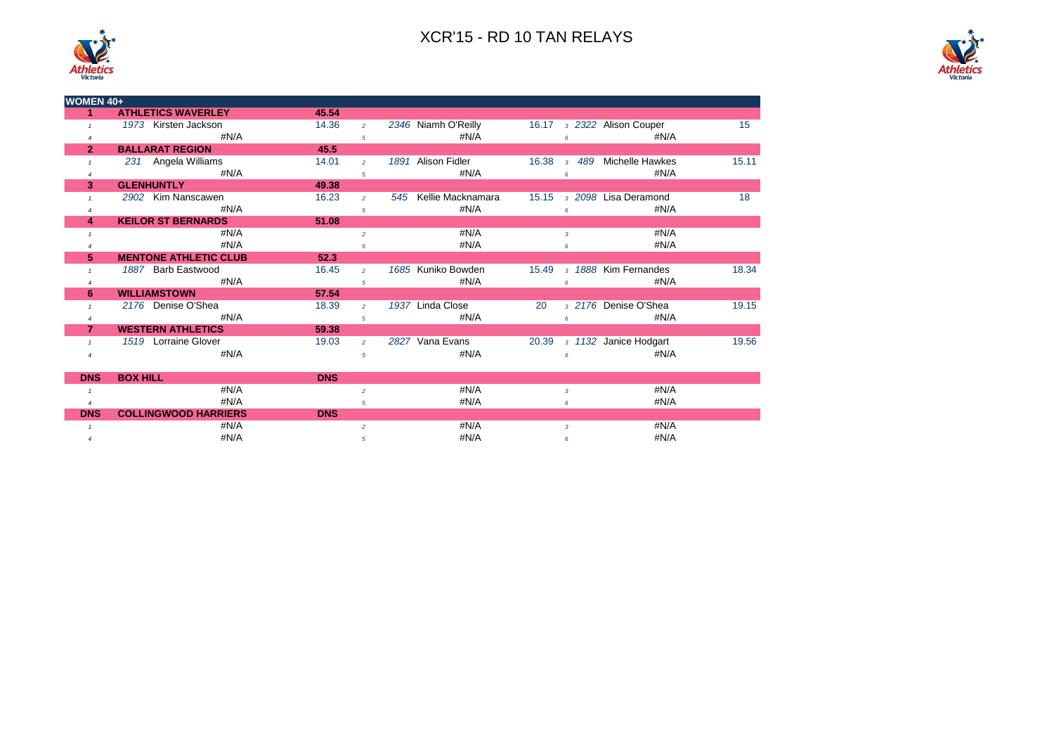# XCR'15 - RD 10 TAN RELAYS

| WOMEN 40+ | | | | | | | | | | | |
|---|---|---|---|---|---|---|---|---|---|---|---|
| **1** | **ATHLETICS WAVERLEY** | | **45.54** | | | | | | | | |
| 1 | 1973 | Kirsten Jackson | 14.36 | 2 | 2346 | Niamh O'Reilly | 16.17 | 3 | 2322 | Alison Couper | 15 |
| 4 | | #N/A | | 5 | | #N/A | | 6 | | #N/A | |
| **2** | **BALLARAT REGION** | | **45.5** | | | | | | | | |
| 1 | 231 | Angela Williams | 14.01 | 2 | 1891 | Alison Fidler | 16.38 | 3 | 489 | Michelle Hawkes | 15.11 |
| 4 | | #N/A | | 5 | | #N/A | | 6 | | #N/A | |
| **3** | **GLENHUNTLY** | | **49.38** | | | | | | | | |
| 1 | 2902 | Kim Nanscawen | 16.23 | 2 | 545 | Kellie Macknamara | 15.15 | 3 | 2098 | Lisa Deramond | 18 |
| 4 | | #N/A | | 5 | | #N/A | | 6 | | #N/A | |
| **4** | **KEILOR ST BERNARDS** | | **51.08** | | | | | | | | |
| 1 | | #N/A | | 2 | | #N/A | | 3 | | #N/A | |
| 4 | | #N/A | | 5 | | #N/A | | 6 | | #N/A | |
| **5** | **MENTONE ATHLETIC CLUB** | | **52.3** | | | | | | | | |
| 1 | 1887 | Barb Eastwood | 16.45 | 2 | 1685 | Kuniko Bowden | 15.49 | 3 | 1888 | Kim Fernandes | 18.34 |
| 4 | | #N/A | | 5 | | #N/A | | 6 | | #N/A | |
| **6** | **WILLIAMSTOWN** | | **57.54** | | | | | | | | |
| 1 | 2176 | Denise O'Shea | 18.39 | 2 | 1937 | Linda Close | 20 | 3 | 2176 | Denise O'Shea | 19.15 |
| 4 | | #N/A | | 5 | | #N/A | | 6 | | #N/A | |
| **7** | **WESTERN ATHLETICS** | | **59.38** | | | | | | | | |
| 1 | 1519 | Lorraine Glover | 19.03 | 2 | 2827 | Vana Evans | 20.39 | 3 | 1132 | Janice Hodgart | 19.56 |
| 4 | | #N/A | | 5 | | #N/A | | 6 | | #N/A | |
| **DNS** | **BOX HILL** | | **DNS** | | | | | | | | |
| 1 | | #N/A | | 2 | | #N/A | | 3 | | #N/A | |
| 4 | | #N/A | | 5 | | #N/A | | 6 | | #N/A | |
| **DNS** | **COLLINGWOOD HARRIERS** | | **DNS** | | | | | | | | |
| 1 | | #N/A | | 2 | | #N/A | | 3 | | #N/A | |
| 4 | | #N/A | | 5 | | #N/A | | 6 | | #N/A | |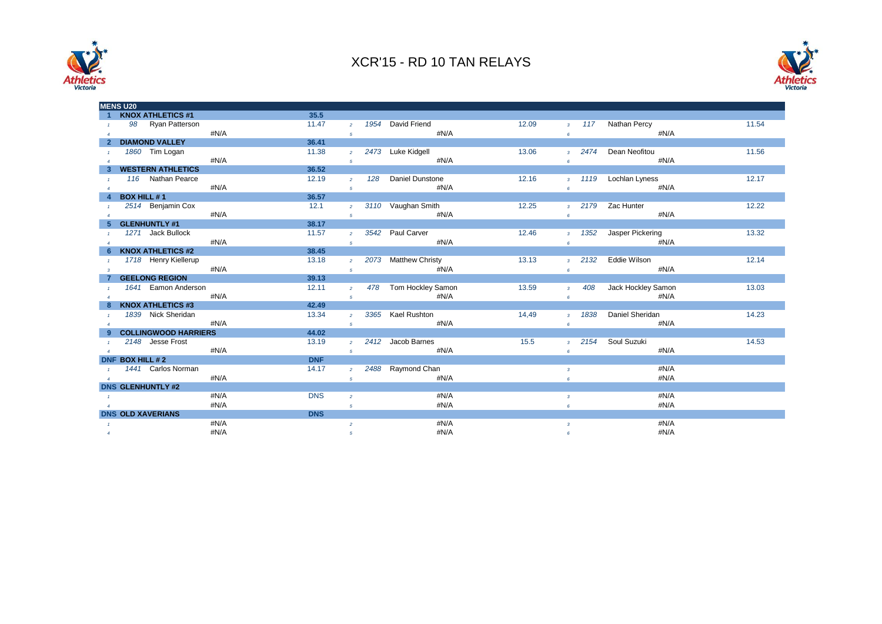# XCR'15 - RD 10 TAN RELAYS

## MENS U20

| Place | Team / Leg | No. | Name | Time | Leg | No. | Name | Time | Leg | No. | Name | Time |
|---|---|---|---|---|---|---|---|---|---|---|---|---|
| 1 | KNOX ATHLETICS #1 | | | 35.5 | | | | | | | | |
| | 1 | 98 | Ryan Patterson | 11.47 | 2 | 1954 | David Friend | 12.09 | 3 | 117 | Nathan Percy | 11.54 |
| | 4 | | #N/A | | 5 | | #N/A | | 6 | | #N/A | |
| 2 | DIAMOND VALLEY | | | 36.41 | | | | | | | | |
| | 1 | 1860 | Tim Logan | 11.38 | 2 | 2473 | Luke Kidgell | 13.06 | 3 | 2474 | Dean Neofitou | 11.56 |
| | 4 | | #N/A | | 5 | | #N/A | | 6 | | #N/A | |
| 3 | WESTERN ATHLETICS | | | 36.52 | | | | | | | | |
| | 1 | 116 | Nathan Pearce | 12.19 | 2 | 128 | Daniel Dunstone | 12.16 | 3 | 1119 | Lochlan Lyness | 12.17 |
| | 4 | | #N/A | | 5 | | #N/A | | 6 | | #N/A | |
| 4 | BOX HILL # 1 | | | 36.57 | | | | | | | | |
| | 1 | 2514 | Benjamin Cox | 12.1 | 2 | 3110 | Vaughan Smith | 12.25 | 3 | 2179 | Zac Hunter | 12.22 |
| | 4 | | #N/A | | 5 | | #N/A | | 6 | | #N/A | |
| 5 | GLENHUNTLY #1 | | | 38.17 | | | | | | | | |
| | 1 | 1271 | Jack Bullock | 11.57 | 2 | 3542 | Paul Carver | 12.46 | 3 | 1352 | Jasper Pickering | 13.32 |
| | 4 | | #N/A | | 5 | | #N/A | | 6 | | #N/A | |
| 6 | KNOX ATHLETICS #2 | | | 38.45 | | | | | | | | |
| | 1 | 1718 | Henry Kiellerup | 13.18 | 2 | 2073 | Matthew Christy | 13.13 | 3 | 2132 | Eddie Wilson | 12.14 |
| | 3 | | #N/A | | 5 | | #N/A | | 6 | | #N/A | |
| 7 | GEELONG REGION | | | 39.13 | | | | | | | | |
| | 1 | 1641 | Eamon Anderson | 12.11 | 2 | 478 | Tom Hockley Samon | 13.59 | 3 | 408 | Jack Hockley Samon | 13.03 |
| | 4 | | #N/A | | 5 | | #N/A | | 6 | | #N/A | |
| 8 | KNOX ATHLETICS #3 | | | 42.49 | | | | | | | | |
| | 1 | 1839 | Nick Sheridan | 13.34 | 2 | 3365 | Kael Rushton | 14,49 | 3 | 1838 | Daniel Sheridan | 14.23 |
| | 4 | | #N/A | | 5 | | #N/A | | 6 | | #N/A | |
| 9 | COLLINGWOOD HARRIERS | | | 44.02 | | | | | | | | |
| | 1 | 2148 | Jesse Frost | 13.19 | 2 | 2412 | Jacob Barnes | 15.5 | 3 | 2154 | Soul Suzuki | 14.53 |
| | 4 | | #N/A | | 5 | | #N/A | | 6 | | #N/A | |
| DNF | BOX HILL # 2 | | | DNF | | | | | | | | |
| | 1 | 1441 | Carlos Norman | 14.17 | 2 | 2488 | Raymond Chan | | 3 | | #N/A | |
| | 4 | | #N/A | | 5 | | #N/A | | 6 | | #N/A | |
| DNS | GLENHUNTLY #2 | | | DNS | | | | | | | | |
| | 1 | | #N/A | | 2 | | #N/A | | 3 | | #N/A | |
| | 4 | | #N/A | | 5 | | #N/A | | 6 | | #N/A | |
| DNS | OLD XAVERIANS | | | DNS | | | | | | | | |
| | 1 | | #N/A | | 2 | | #N/A | | 3 | | #N/A | |
| | 4 | | #N/A | | 5 | | #N/A | | 6 | | #N/A | |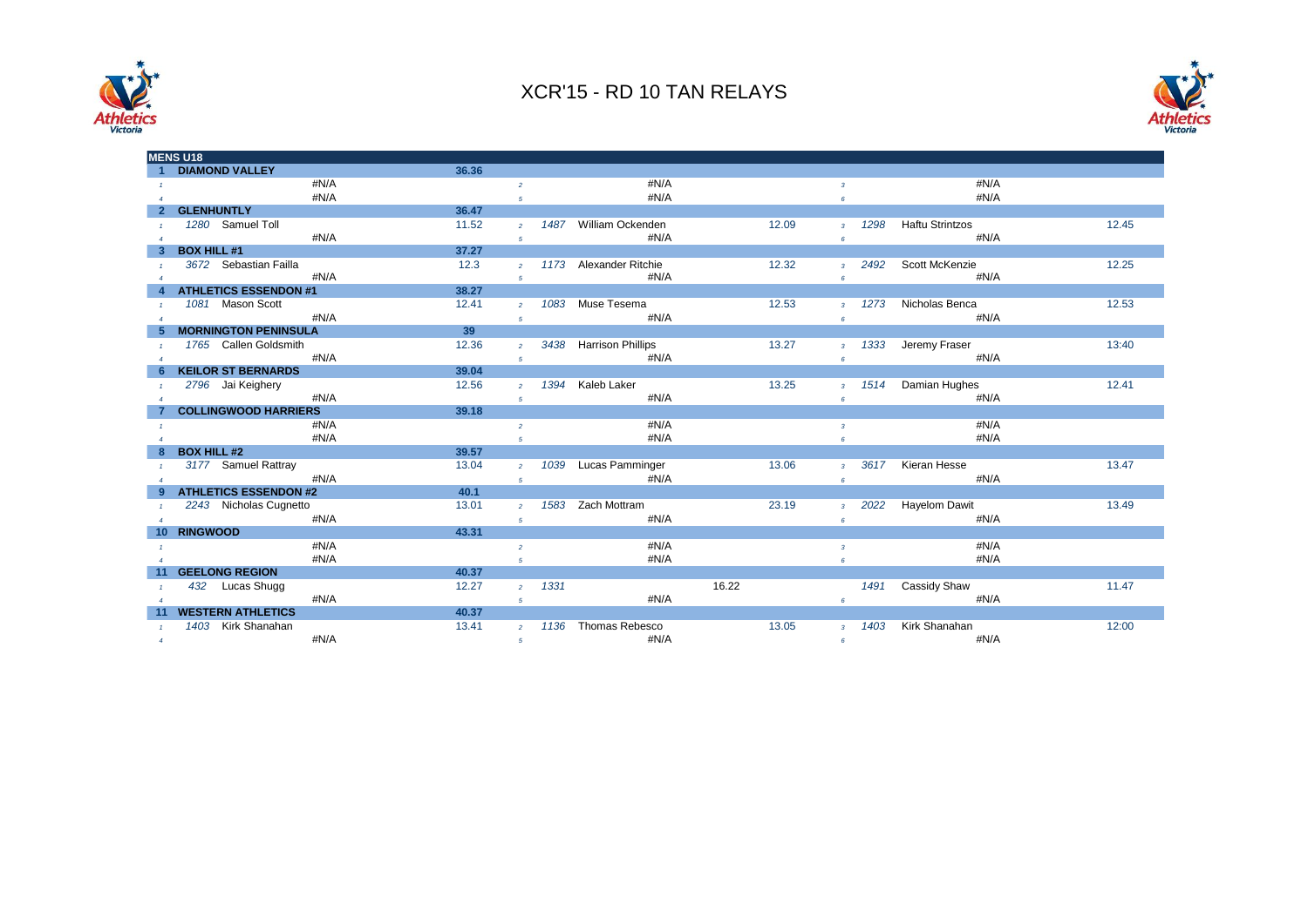# XCR'15 - RD 10 TAN RELAYS

| MENS U18 | | | | | | | | | | | | |
|---|---|---|---|---|---|---|---|---|---|---|---|---|
| 1 | DIAMOND VALLEY | | 36.36 | | | | | | | | | |
| 1 | | #N/A | | 2 | | #N/A | | | 3 | | #N/A | |
| 4 | | #N/A | | 5 | | #N/A | | | 6 | | #N/A | |
| 2 | GLENHUNTLY | | 36.47 | | | | | | | | | |
| 1 | 1280 | Samuel Toll | 11.52 | 2 | 1487 | William Ockenden | | 12.09 | 3 | 1298 | Haftu Strintzos | 12.45 |
| 4 | | #N/A | | 5 | | #N/A | | | 6 | | #N/A | |
| 3 | BOX HILL #1 | | 37.27 | | | | | | | | | |
| 1 | 3672 | Sebastian Failla | 12.3 | 2 | 1173 | Alexander Ritchie | | 12.32 | 3 | 2492 | Scott McKenzie | 12.25 |
| 4 | | #N/A | | 5 | | #N/A | | | 6 | | #N/A | |
| 4 | ATHLETICS ESSENDON #1 | | 38.27 | | | | | | | | | |
| 1 | 1081 | Mason Scott | 12.41 | 2 | 1083 | Muse Tesema | | 12.53 | 3 | 1273 | Nicholas Benca | 12.53 |
| 4 | | #N/A | | 5 | | #N/A | | | 6 | | #N/A | |
| 5 | MORNINGTON PENINSULA | | 39 | | | | | | | | | |
| 1 | 1765 | Callen Goldsmith | 12.36 | 2 | 3438 | Harrison Phillips | | 13.27 | 3 | 1333 | Jeremy Fraser | 13:40 |
| 4 | | #N/A | | 5 | | #N/A | | | 6 | | #N/A | |
| 6 | KEILOR ST BERNARDS | | 39.04 | | | | | | | | | |
| 1 | 2796 | Jai Keighery | 12.56 | 2 | 1394 | Kaleb Laker | | 13.25 | 3 | 1514 | Damian Hughes | 12.41 |
| 4 | | #N/A | | 5 | | #N/A | | | 6 | | #N/A | |
| 7 | COLLINGWOOD HARRIERS | | 39.18 | | | | | | | | | |
| 1 | | #N/A | | 2 | | #N/A | | | 3 | | #N/A | |
| 4 | | #N/A | | 5 | | #N/A | | | 6 | | #N/A | |
| 8 | BOX HILL #2 | | 39.57 | | | | | | | | | |
| 1 | 3177 | Samuel Rattray | 13.04 | 2 | 1039 | Lucas Pamminger | | 13.06 | 3 | 3617 | Kieran Hesse | 13.47 |
| 4 | | #N/A | | 5 | | #N/A | | | 6 | | #N/A | |
| 9 | ATHLETICS ESSENDON #2 | | 40.1 | | | | | | | | | |
| 1 | 2243 | Nicholas Cugnetto | 13.01 | 2 | 1583 | Zach Mottram | | 23.19 | 3 | 2022 | Hayelom Dawit | 13.49 |
| 4 | | #N/A | | 5 | | #N/A | | | 6 | | #N/A | |
| 10 | RINGWOOD | | 43.31 | | | | | | | | | |
| 1 | | #N/A | | 2 | | #N/A | | | 3 | | #N/A | |
| 4 | | #N/A | | 5 | | #N/A | | | 6 | | #N/A | |
| 11 | GEELONG REGION | | 40.37 | | | | | | | | | |
| 1 | 432 | Lucas Shugg | 12.27 | 2 | 1331 | | 16.22 | | | 1491 | Cassidy Shaw | 11.47 |
| 4 | | #N/A | | 5 | | #N/A | | | 6 | | #N/A | |
| 11 | WESTERN ATHLETICS | | 40.37 | | | | | | | | | |
| 1 | 1403 | Kirk Shanahan | 13.41 | 2 | 1136 | Thomas Rebesco | | 13.05 | 3 | 1403 | Kirk Shanahan | 12:00 |
| 4 | | #N/A | | 5 | | #N/A | | | 6 | | #N/A | |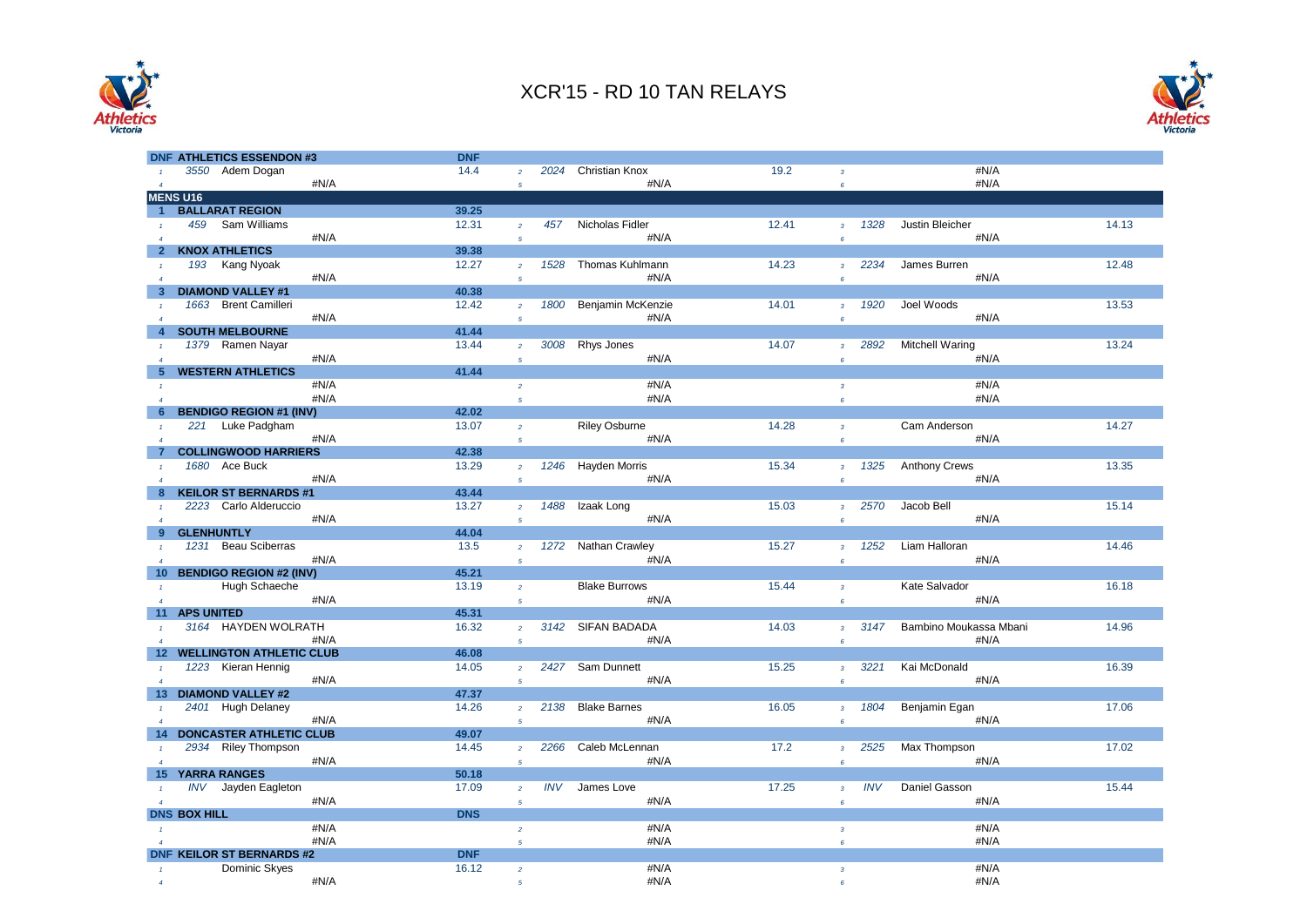# XCR'15 - RD 10 TAN RELAYS

| Leg | Bib | Name | Time | Leg | Bib | Name | Time | Leg | Bib | Name | Time |
|---|---|---|---|---|---|---|---|---|---|---|---|
| **DNF** | | **ATHLETICS ESSENDON #3** | **DNF** | | | | | | | | |
| 1 | 3550 | Adem Dogan | 14.4 | 2 | 2024 | Christian Knox | 19.2 | 3 | | #N/A | |
| 4 | | #N/A | | 5 | | #N/A | | 6 | | #N/A | |
| **MENS U16** | | | | | | | | | | | |
| **1** | | **BALLARAT REGION** | **39.25** | | | | | | | | |
| 1 | 459 | Sam Williams | 12.31 | 2 | 457 | Nicholas Fidler | 12.41 | 3 | 1328 | Justin Bleicher | 14.13 |
| 4 | | #N/A | | 5 | | #N/A | | 6 | | #N/A | |
| **2** | | **KNOX ATHLETICS** | **39.38** | | | | | | | | |
| 1 | 193 | Kang Nyoak | 12.27 | 2 | 1528 | Thomas Kuhlmann | 14.23 | 3 | 2234 | James Burren | 12.48 |
| 4 | | #N/A | | 5 | | #N/A | | 6 | | #N/A | |
| **3** | | **DIAMOND VALLEY #1** | **40.38** | | | | | | | | |
| 1 | 1663 | Brent Camilleri | 12.42 | 2 | 1800 | Benjamin McKenzie | 14.01 | 3 | 1920 | Joel Woods | 13.53 |
| 4 | | #N/A | | 5 | | #N/A | | 6 | | #N/A | |
| **4** | | **SOUTH MELBOURNE** | **41.44** | | | | | | | | |
| 1 | 1379 | Ramen Nayar | 13.44 | 2 | 3008 | Rhys Jones | 14.07 | 3 | 2892 | Mitchell Waring | 13.24 |
| 4 | | #N/A | | 5 | | #N/A | | 6 | | #N/A | |
| **5** | | **WESTERN ATHLETICS** | **41.44** | | | | | | | | |
| 1 | | #N/A | | 2 | | #N/A | | 3 | | #N/A | |
| 4 | | #N/A | | 5 | | #N/A | | 6 | | #N/A | |
| **6** | | **BENDIGO REGION #1 (INV)** | **42.02** | | | | | | | | |
| 1 | 221 | Luke Padgham | 13.07 | 2 | | Riley Osburne | 14.28 | 3 | | Cam Anderson | 14.27 |
| 4 | | #N/A | | 5 | | #N/A | | 6 | | #N/A | |
| **7** | | **COLLINGWOOD HARRIERS** | **42.38** | | | | | | | | |
| 1 | 1680 | Ace Buck | 13.29 | 2 | 1246 | Hayden Morris | 15.34 | 3 | 1325 | Anthony Crews | 13.35 |
| 4 | | #N/A | | 5 | | #N/A | | 6 | | #N/A | |
| **8** | | **KEILOR ST BERNARDS #1** | **43.44** | | | | | | | | |
| 1 | 2223 | Carlo Alderuccio | 13.27 | 2 | 1488 | Izaak Long | 15.03 | 3 | 2570 | Jacob Bell | 15.14 |
| 4 | | #N/A | | 5 | | #N/A | | 6 | | #N/A | |
| **9** | | **GLENHUNTLY** | **44.04** | | | | | | | | |
| 1 | 1231 | Beau Sciberras | 13.5 | 2 | 1272 | Nathan Crawley | 15.27 | 3 | 1252 | Liam Halloran | 14.46 |
| 4 | | #N/A | | 5 | | #N/A | | 6 | | #N/A | |
| **10** | | **BENDIGO REGION #2 (INV)** | **45.21** | | | | | | | | |
| 1 | | Hugh Schaeche | 13.19 | 2 | | Blake Burrows | 15.44 | 3 | | Kate Salvador | 16.18 |
| 4 | | #N/A | | 5 | | #N/A | | 6 | | #N/A | |
| **11** | | **APS UNITED** | **45.31** | | | | | | | | |
| 1 | 3164 | HAYDEN WOLRATH | 16.32 | 2 | 3142 | SIFAN BADADA | 14.03 | 3 | 3147 | Bambino Moukassa Mbani | 14.96 |
| 4 | | #N/A | | 5 | | #N/A | | 6 | | #N/A | |
| **12** | | **WELLINGTON ATHLETIC CLUB** | **46.08** | | | | | | | | |
| 1 | 1223 | Kieran Hennig | 14.05 | 2 | 2427 | Sam Dunnett | 15.25 | 3 | 3221 | Kai McDonald | 16.39 |
| 4 | | #N/A | | 5 | | #N/A | | 6 | | #N/A | |
| **13** | | **DIAMOND VALLEY #2** | **47.37** | | | | | | | | |
| 1 | 2401 | Hugh Delaney | 14.26 | 2 | 2138 | Blake Barnes | 16.05 | 3 | 1804 | Benjamin Egan | 17.06 |
| 4 | | #N/A | | 5 | | #N/A | | 6 | | #N/A | |
| **14** | | **DONCASTER ATHLETIC CLUB** | **49.07** | | | | | | | | |
| 1 | 2934 | Riley Thompson | 14.45 | 2 | 2266 | Caleb McLennan | 17.2 | 3 | 2525 | Max Thompson | 17.02 |
| 4 | | #N/A | | 5 | | #N/A | | 6 | | #N/A | |
| **15** | | **YARRA RANGES** | **50.18** | | | | | | | | |
| 1 | INV | Jayden Eagleton | 17.09 | 2 | INV | James Love | 17.25 | 3 | INV | Daniel Gasson | 15.44 |
| 4 | | #N/A | | 5 | | #N/A | | 6 | | #N/A | |
| **DNS** | | **BOX HILL** | **DNS** | | | | | | | | |
| 1 | | #N/A | | 2 | | #N/A | | 3 | | #N/A | |
| 4 | | #N/A | | 5 | | #N/A | | 6 | | #N/A | |
| **DNF** | | **KEILOR ST BERNARDS #2** | **DNF** | | | | | | | | |
| 1 | | Dominic Skyes | 16.12 | 2 | | #N/A | | 3 | | #N/A | |
| 4 | | #N/A | | 5 | | #N/A | | 6 | | #N/A | |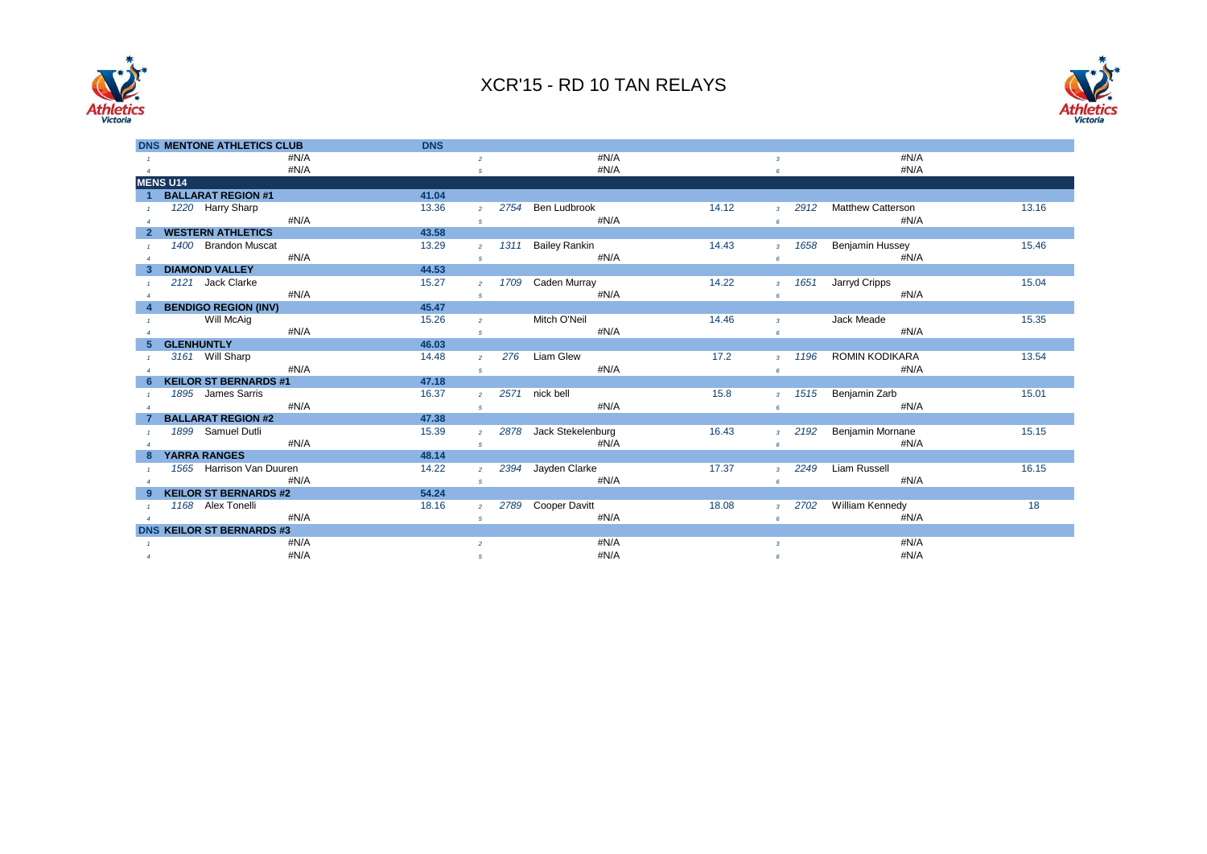# XCR'15 - RD 10 TAN RELAYS

| Pos | Team / Leg | Bib | Name | Time | Leg | Bib | Name | Time | Leg | Bib | Name | Time |
|---|---|---|---|---|---|---|---|---|---|---|---|---|
| **DNS** | **MENTONE ATHLETICS CLUB** | | | **DNS** | | | | | | | | |
| | 1 | | #N/A | | 2 | | #N/A | | 3 | | #N/A | |
| | 4 | | #N/A | | 5 | | #N/A | | 6 | | #N/A | |
| **MENS U14** | | | | | | | | | | | | |
| **1** | **BALLARAT REGION #1** | | | **41.04** | | | | | | | | |
| | 1 | 1220 | Harry Sharp | 13.36 | 2 | 2754 | Ben Ludbrook | 14.12 | 3 | 2912 | Matthew Catterson | 13.16 |
| | 4 | | #N/A | | 5 | | #N/A | | 6 | | #N/A | |
| **2** | **WESTERN ATHLETICS** | | | **43.58** | | | | | | | | |
| | 1 | 1400 | Brandon Muscat | 13.29 | 2 | 1311 | Bailey Rankin | 14.43 | 3 | 1658 | Benjamin Hussey | 15.46 |
| | 4 | | #N/A | | 5 | | #N/A | | 6 | | #N/A | |
| **3** | **DIAMOND VALLEY** | | | **44.53** | | | | | | | | |
| | 1 | 2121 | Jack Clarke | 15.27 | 2 | 1709 | Caden Murray | 14.22 | 3 | 1651 | Jarryd Cripps | 15.04 |
| | 4 | | #N/A | | 5 | | #N/A | | 6 | | #N/A | |
| **4** | **BENDIGO REGION (INV)** | | | **45.47** | | | | | | | | |
| | 1 | | Will McAig | 15.26 | 2 | | Mitch O'Neil | 14.46 | 3 | | Jack Meade | 15.35 |
| | 4 | | #N/A | | 5 | | #N/A | | 6 | | #N/A | |
| **5** | **GLENHUNTLY** | | | **46.03** | | | | | | | | |
| | 1 | 3161 | Will Sharp | 14.48 | 2 | 276 | Liam Glew | 17.2 | 3 | 1196 | ROMIN KODIKARA | 13.54 |
| | 4 | | #N/A | | 5 | | #N/A | | 6 | | #N/A | |
| **6** | **KEILOR ST BERNARDS #1** | | | **47.18** | | | | | | | | |
| | 1 | 1895 | James Sarris | 16.37 | 2 | 2571 | nick bell | 15.8 | 3 | 1515 | Benjamin Zarb | 15.01 |
| | 4 | | #N/A | | 5 | | #N/A | | 6 | | #N/A | |
| **7** | **BALLARAT REGION #2** | | | **47.38** | | | | | | | | |
| | 1 | 1899 | Samuel Dutli | 15.39 | 2 | 2878 | Jack Stekelenburg | 16.43 | 3 | 2192 | Benjamin Mornane | 15.15 |
| | 4 | | #N/A | | 5 | | #N/A | | 6 | | #N/A | |
| **8** | **YARRA RANGES** | | | **48.14** | | | | | | | | |
| | 1 | 1565 | Harrison Van Duuren | 14.22 | 2 | 2394 | Jayden Clarke | 17.37 | 3 | 2249 | Liam Russell | 16.15 |
| | 4 | | #N/A | | 5 | | #N/A | | 6 | | #N/A | |
| **9** | **KEILOR ST BERNARDS #2** | | | **54.24** | | | | | | | | |
| | 1 | 1168 | Alex Tonelli | 18.16 | 2 | 2789 | Cooper Davitt | 18.08 | 3 | 2702 | William Kennedy | 18 |
| | 4 | | #N/A | | 5 | | #N/A | | 6 | | #N/A | |
| **DNS** | **KEILOR ST BERNARDS #3** | | | | | | | | | | | |
| | 1 | | #N/A | | 2 | | #N/A | | 3 | | #N/A | |
| | 4 | | #N/A | | 5 | | #N/A | | 6 | | #N/A | |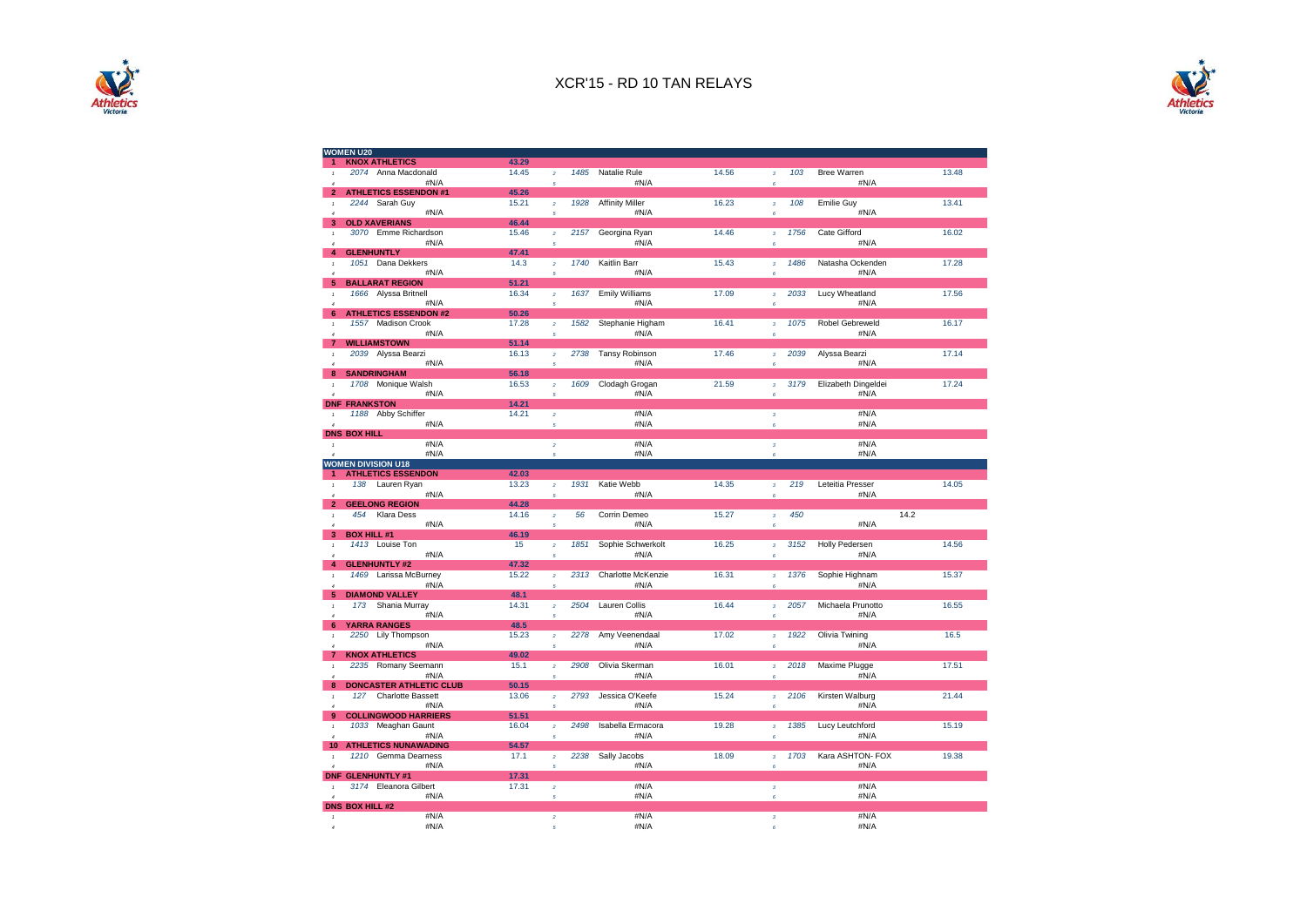# XCR'15 - RD 10 TAN RELAYS

## WOMEN U20

| Place | Team / Leg | Bib | Name | Time | Leg | Bib | Name | Time | Leg | Bib | Name | Time |
|---|---|---|---|---|---|---|---|---|---|---|---|---|
| 1 | KNOX ATHLETICS | | | 43.29 | | | | | | | | |
| | 1 | 2074 | Anna Macdonald | 14.45 | 2 | 1485 | Natalie Rule | 14.56 | 3 | 103 | Bree Warren | 13.48 |
| | 4 | | #N/A | | 5 | | #N/A | | 6 | | #N/A | |
| 2 | ATHLETICS ESSENDON #1 | | | 45.26 | | | | | | | | |
| | 1 | 2244 | Sarah Guy | 15.21 | 2 | 1928 | Affinity Miller | 16.23 | 3 | 108 | Emilie Guy | 13.41 |
| | 4 | | #N/A | | 5 | | #N/A | | 6 | | #N/A | |
| 3 | OLD XAVERIANS | | | 46.44 | | | | | | | | |
| | 1 | 3070 | Emme Richardson | 15.46 | 2 | 2157 | Georgina Ryan | 14.46 | 3 | 1756 | Cate Gifford | 16.02 |
| | 4 | | #N/A | | 5 | | #N/A | | 6 | | #N/A | |
| 4 | GLENHUNTLY | | | 47.41 | | | | | | | | |
| | 1 | 1051 | Dana Dekkers | 14.3 | 2 | 1740 | Kaitlin Barr | 15.43 | 3 | 1486 | Natasha Ockenden | 17.28 |
| | 4 | | #N/A | | 5 | | #N/A | | 6 | | #N/A | |
| 5 | BALLARAT REGION | | | 51.21 | | | | | | | | |
| | 1 | 1666 | Alyssa Britnell | 16.34 | 2 | 1637 | Emily Williams | 17.09 | 3 | 2033 | Lucy Wheatland | 17.56 |
| | 4 | | #N/A | | 5 | | #N/A | | 6 | | #N/A | |
| 6 | ATHLETICS ESSENDON #2 | | | 50.26 | | | | | | | | |
| | 1 | 1557 | Madison Crook | 17.28 | 2 | 1582 | Stephanie Higham | 16.41 | 3 | 1075 | Robel Gebreweld | 16.17 |
| | 4 | | #N/A | | 5 | | #N/A | | 6 | | #N/A | |
| 7 | WILLIAMSTOWN | | | 51.14 | | | | | | | | |
| | 1 | 2039 | Alyssa Bearzi | 16.13 | 2 | 2738 | Tansy Robinson | 17.46 | 3 | 2039 | Alyssa Bearzi | 17.14 |
| | 4 | | #N/A | | 5 | | #N/A | | 6 | | #N/A | |
| 8 | SANDRINGHAM | | | 56.18 | | | | | | | | |
| | 1 | 1708 | Monique Walsh | 16.53 | 2 | 1609 | Clodagh Grogan | 21.59 | 3 | 3179 | Elizabeth Dingeldei | 17.24 |
| | 4 | | #N/A | | 5 | | #N/A | | 6 | | #N/A | |
| DNF | FRANKSTON | | | 14.21 | | | | | | | | |
| | 1 | 1188 | Abby Schiffer | 14.21 | 2 | | #N/A | | 3 | | #N/A | |
| | 4 | | #N/A | | 5 | | #N/A | | 6 | | #N/A | |
| DNS | BOX HILL | | | | | | | | | | | |
| | 1 | | #N/A | | 2 | | #N/A | | 3 | | #N/A | |
| | 4 | | #N/A | | 5 | | #N/A | | 6 | | #N/A | |

## WOMEN DIVISION U18

| Place | Team / Leg | Bib | Name | Time | Leg | Bib | Name | Time | Leg | Bib | Name | Time |
|---|---|---|---|---|---|---|---|---|---|---|---|---|
| 1 | ATHLETICS ESSENDON | | | 42.03 | | | | | | | | |
| | 1 | 138 | Lauren Ryan | 13.23 | 2 | 1931 | Katie Webb | 14.35 | 3 | 219 | Leteitia Presser | 14.05 |
| | 4 | | #N/A | | 5 | | #N/A | | 6 | | #N/A | |
| 2 | GEELONG REGION | | | 44.28 | | | | | | | | |
| | 1 | 454 | Klara Dess | 14.16 | 2 | 56 | Corrin Demeo | 15.27 | 3 | 450 | | 14.2 |
| | 4 | | #N/A | | 5 | | #N/A | | 6 | | #N/A | |
| 3 | BOX HILL #1 | | | 46.19 | | | | | | | | |
| | 1 | 1413 | Louise Ton | 15 | 2 | 1851 | Sophie Schwerkolt | 16.25 | 3 | 3152 | Holly Pedersen | 14.56 |
| | 4 | | #N/A | | 5 | | #N/A | | 6 | | #N/A | |
| 4 | GLENHUNTLY #2 | | | 47.32 | | | | | | | | |
| | 1 | 1469 | Larissa McBurney | 15.22 | 2 | 2313 | Charlotte McKenzie | 16.31 | 3 | 1376 | Sophie Highnam | 15.37 |
| | 4 | | #N/A | | 5 | | #N/A | | 6 | | #N/A | |
| 5 | DIAMOND VALLEY | | | 48.1 | | | | | | | | |
| | 1 | 173 | Shania Murray | 14.31 | 2 | 2504 | Lauren Collis | 16.44 | 3 | 2057 | Michaela Prunotto | 16.55 |
| | 4 | | #N/A | | 5 | | #N/A | | 6 | | #N/A | |
| 6 | YARRA RANGES | | | 48.5 | | | | | | | | |
| | 1 | 2250 | Lily Thompson | 15.23 | 2 | 2278 | Amy Veenendaal | 17.02 | 3 | 1922 | Olivia Twining | 16.5 |
| | 4 | | #N/A | | 5 | | #N/A | | 6 | | #N/A | |
| 7 | KNOX ATHLETICS | | | 49.02 | | | | | | | | |
| | 1 | 2235 | Romany Seemann | 15.1 | 2 | 2908 | Olivia Skerman | 16.01 | 3 | 2018 | Maxime Plugge | 17.51 |
| | 4 | | #N/A | | 5 | | #N/A | | 6 | | #N/A | |
| 8 | DONCASTER ATHLETIC CLUB | | | 50.15 | | | | | | | | |
| | 1 | 127 | Charlotte Bassett | 13.06 | 2 | 2793 | Jessica O'Keefe | 15.24 | 3 | 2106 | Kirsten Walburg | 21.44 |
| | 4 | | #N/A | | 5 | | #N/A | | 6 | | #N/A | |
| 9 | COLLINGWOOD HARRIERS | | | 51.51 | | | | | | | | |
| | 1 | 1033 | Meaghan Gaunt | 16.04 | 2 | 2498 | Isabella Ermacora | 19.28 | 3 | 1385 | Lucy Leutchford | 15.19 |
| | 4 | | #N/A | | 5 | | #N/A | | 6 | | #N/A | |
| 10 | ATHLETICS NUNAWADING | | | 54.57 | | | | | | | | |
| | 1 | 1210 | Gemma Dearness | 17.1 | 2 | 2238 | Sally Jacobs | 18.09 | 3 | 1703 | Kara ASHTON- FOX | 19.38 |
| | 4 | | #N/A | | 5 | | #N/A | | 6 | | #N/A | |
| DNF | GLENHUNTLY #1 | | | 17.31 | | | | | | | | |
| | 1 | 3174 | Eleanora Gilbert | 17.31 | 2 | | #N/A | | 3 | | #N/A | |
| | 4 | | #N/A | | 5 | | #N/A | | 6 | | #N/A | |
| DNS | BOX HILL #2 | | | | | | | | | | | |
| | 1 | | #N/A | | 2 | | #N/A | | 3 | | #N/A | |
| | 4 | | #N/A | | 5 | | #N/A | | 6 | | #N/A | |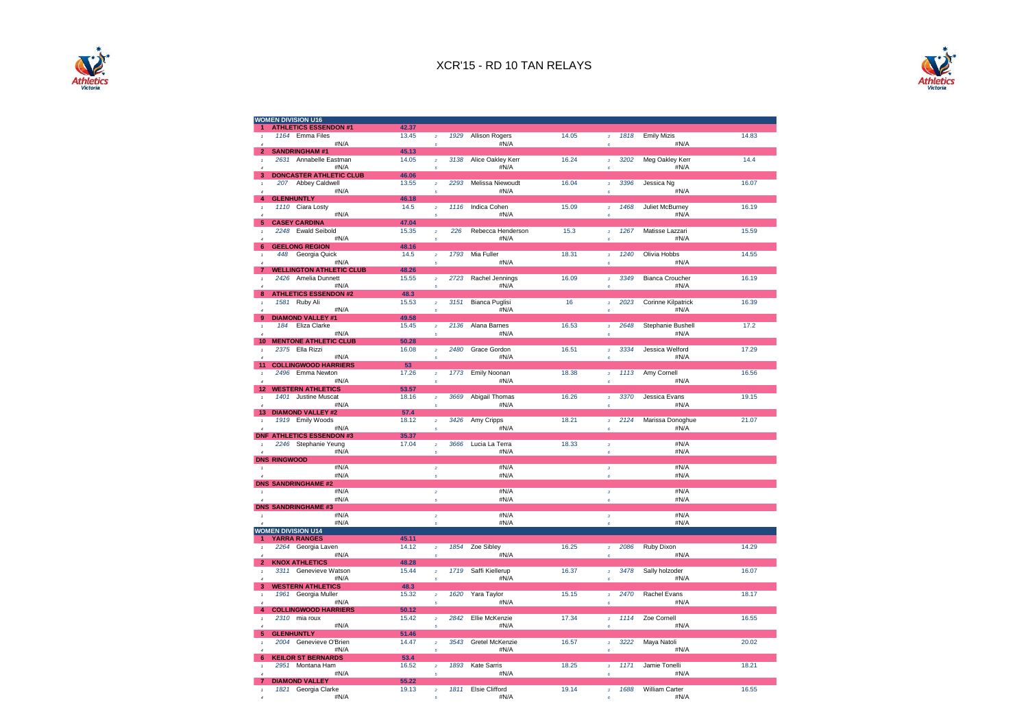# XCR'15 - RD 10 TAN RELAYS

| | | | | | | | | | | | |
|---|---|---|---|---|---|---|---|---|---|---|---|
| **WOMEN DIVISION U16** | | | | | | | | | | | |
| **1** | **ATHLETICS ESSENDON #1** | | **42.37** | | | | | | | | |
| 1 | 1164 | Emma Files | 13.45 | 2 | 1929 | Allison Rogers | 14.05 | 3 | 1818 | Emily Mizis | 14.83 |
| 4 | | #N/A | | 5 | | #N/A | | 6 | | #N/A | |
| **2** | **SANDRINGHAM #1** | | **45.13** | | | | | | | | |
| 1 | 2631 | Annabelle Eastman | 14.05 | 2 | 3138 | Alice Oakley Kerr | 16.24 | 3 | 3202 | Meg Oakley Kerr | 14.4 |
| 4 | | #N/A | | 5 | | #N/A | | 6 | | #N/A | |
| **3** | **DONCASTER ATHLETIC CLUB** | | **46.06** | | | | | | | | |
| 1 | 207 | Abbey Caldwell | 13.55 | 2 | 2293 | Melissa Niewoudt | 16.04 | 3 | 3396 | Jessica Ng | 16.07 |
| 4 | | #N/A | | 5 | | #N/A | | 6 | | #N/A | |
| **4** | **GLENHUNTLY** | | **46.18** | | | | | | | | |
| 1 | 1110 | Ciara Losty | 14.5 | 2 | 1116 | Indica Cohen | 15.09 | 3 | 1468 | Juliet McBurney | 16.19 |
| 4 | | #N/A | | 5 | | #N/A | | 6 | | #N/A | |
| **5** | **CASEY CARDINA** | | **47.04** | | | | | | | | |
| 1 | 2248 | Ewald Seibold | 15.35 | 2 | 226 | Rebecca Henderson | 15.3 | 3 | 1267 | Matisse Lazzari | 15.59 |
| 4 | | #N/A | | 5 | | #N/A | | 6 | | #N/A | |
| **6** | **GEELONG REGION** | | **48.16** | | | | | | | | |
| 1 | 448 | Georgia Quick | 14.5 | 2 | 1793 | Mia Fuller | 18.31 | 3 | 1240 | Olivia Hobbs | 14.55 |
| 4 | | #N/A | | 5 | | #N/A | | 6 | | #N/A | |
| **7** | **WELLINGTON ATHLETIC CLUB** | | **48.26** | | | | | | | | |
| 1 | 2426 | Amelia Dunnett | 15.55 | 2 | 2723 | Rachel Jennings | 16.09 | 3 | 3349 | Bianca Croucher | 16.19 |
| 4 | | #N/A | | 5 | | #N/A | | 6 | | #N/A | |
| **8** | **ATHLETICS ESSENDON #2** | | **48.3** | | | | | | | | |
| 1 | 1581 | Ruby Ali | 15.53 | 2 | 3151 | Bianca Puglisi | 16 | 3 | 2023 | Corinne Kilpatrick | 16.39 |
| 4 | | #N/A | | 5 | | #N/A | | 6 | | #N/A | |
| **9** | **DIAMOND VALLEY #1** | | **49.58** | | | | | | | | |
| 1 | 184 | Eliza Clarke | 15.45 | 2 | 2136 | Alana Barnes | 16.53 | 3 | 2648 | Stephanie Bushell | 17.2 |
| 4 | | #N/A | | 5 | | #N/A | | 6 | | #N/A | |
| **10** | **MENTONE ATHLETIC CLUB** | | **50.28** | | | | | | | | |
| 1 | 2375 | Ella Rizzi | 16.08 | 2 | 2480 | Grace Gordon | 16.51 | 3 | 3334 | Jessica Welford | 17.29 |
| 4 | | #N/A | | 5 | | #N/A | | 6 | | #N/A | |
| **11** | **COLLINGWOOD HARRIERS** | | **53** | | | | | | | | |
| 1 | 2496 | Emma Newton | 17.26 | 2 | 1773 | Emily Noonan | 18.38 | 3 | 1113 | Amy Cornell | 16.56 |
| 4 | | #N/A | | 5 | | #N/A | | 6 | | #N/A | |
| **12** | **WESTERN ATHLETICS** | | **53.57** | | | | | | | | |
| 1 | 1401 | Justine Muscat | 18.16 | 2 | 3669 | Abigail Thomas | 16.26 | 3 | 3370 | Jessica Evans | 19.15 |
| 4 | | #N/A | | 5 | | #N/A | | 6 | | #N/A | |
| **13** | **DIAMOND VALLEY #2** | | **57.4** | | | | | | | | |
| 1 | 1919 | Emily Woods | 18.12 | 2 | 3426 | Amy Cripps | 18.21 | 3 | 2124 | Marissa Donoghue | 21.07 |
| 4 | | #N/A | | 5 | | #N/A | | 6 | | #N/A | |
| **DNF** | **ATHLETICS ESSENDON #3** | | **35.37** | | | | | | | | |
| 1 | 2246 | Stephanie Yeung | 17.04 | 2 | 3666 | Lucia La Terra | 18.33 | 3 | | #N/A | |
| 4 | | #N/A | | 5 | | #N/A | | 6 | | #N/A | |
| **DNS** | **RINGWOOD** | | | | | | | | | | |
| 1 | | #N/A | | 2 | | #N/A | | 3 | | #N/A | |
| 4 | | #N/A | | 5 | | #N/A | | 6 | | #N/A | |
| **DNS** | **SANDRINGHAME #2** | | | | | | | | | | |
| 1 | | #N/A | | 2 | | #N/A | | 3 | | #N/A | |
| 4 | | #N/A | | 5 | | #N/A | | 6 | | #N/A | |
| **DNS** | **SANDRINGHAME #3** | | | | | | | | | | |
| 1 | | #N/A | | 2 | | #N/A | | 3 | | #N/A | |
| 4 | | #N/A | | 5 | | #N/A | | 6 | | #N/A | |
| **WOMEN DIVISION U14** | | | | | | | | | | | |
| **1** | **YARRA RANGES** | | **45.11** | | | | | | | | |
| 1 | 2264 | Georgia Laven | 14.12 | 2 | 1854 | Zoe Sibley | 16.25 | 3 | 2086 | Ruby Dixon | 14.29 |
| 4 | | #N/A | | 5 | | #N/A | | 6 | | #N/A | |
| **2** | **KNOX ATHLETICS** | | **48.28** | | | | | | | | |
| 1 | 3311 | Genevieve Watson | 15.44 | 2 | 1719 | Saffi Kiellerup | 16.37 | 3 | 3478 | Sally holzoder | 16.07 |
| 4 | | #N/A | | 5 | | #N/A | | 6 | | #N/A | |
| **3** | **WESTERN ATHLETICS** | | **48.3** | | | | | | | | |
| 1 | 1961 | Georgia Muller | 15.32 | 2 | 1620 | Yara Taylor | 15.15 | 3 | 2470 | Rachel Evans | 18.17 |
| 4 | | #N/A | | 5 | | #N/A | | 6 | | #N/A | |
| **4** | **COLLINGWOOD HARRIERS** | | **50.12** | | | | | | | | |
| 1 | 2310 | mia roux | 15.42 | 2 | 2842 | Ellie McKenzie | 17.34 | 3 | 1114 | Zoe Cornell | 16.55 |
| 4 | | #N/A | | 5 | | #N/A | | 6 | | #N/A | |
| **5** | **GLENHUNTLY** | | **51.46** | | | | | | | | |
| 1 | 2004 | Genevieve O'Brien | 14.47 | 2 | 3543 | Gretel McKenzie | 16.57 | 3 | 3222 | Maya Natoli | 20.02 |
| 4 | | #N/A | | 5 | | #N/A | | 6 | | #N/A | |
| **6** | **KEILOR ST BERNARDS** | | **53.4** | | | | | | | | |
| 1 | 2951 | Montana Ham | 16.52 | 2 | 1893 | Kate Sarris | 18.25 | 3 | 1171 | Jamie Tonelli | 18.21 |
| 4 | | #N/A | | 5 | | #N/A | | 6 | | #N/A | |
| **7** | **DIAMOND VALLEY** | | **55.22** | | | | | | | | |
| 1 | 1821 | Georgia Clarke | 19.13 | 2 | 1811 | Elsie Clifford | 19.14 | 3 | 1688 | William Carter | 16.55 |
| 4 | | #N/A | | 5 | | #N/A | | 6 | | #N/A | |